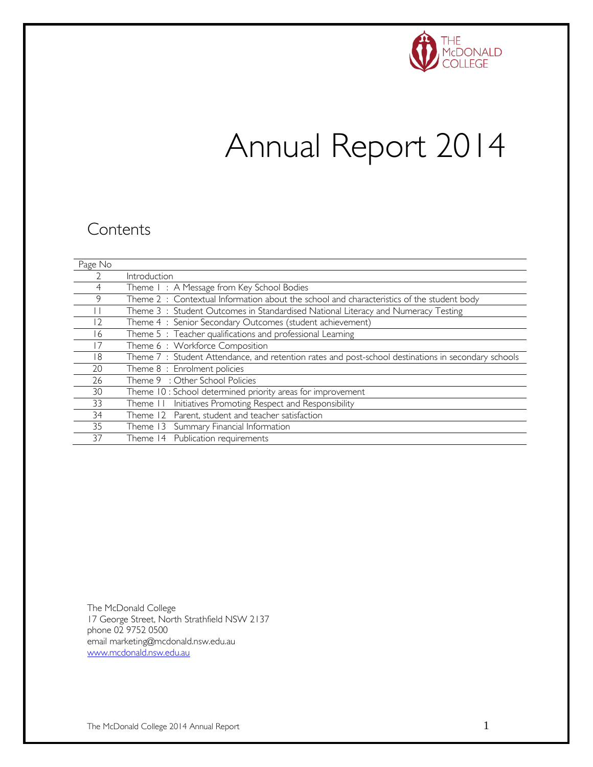THE McDONALD COLLEGE

# Annual Report 2014

## Contents

| Page No | |
|---|---|
| 2 | Introduction |
| 4 | Theme 1 : A Message from Key School Bodies |
| 9 | Theme 2 : Contextual Information about the school and characteristics of the student body |
| 11 | Theme 3 : Student Outcomes in Standardised National Literacy and Numeracy Testing |
| 12 | Theme 4 : Senior Secondary Outcomes (student achievement) |
| 16 | Theme 5 : Teacher qualifications and professional Learning |
| 17 | Theme 6 : Workforce Composition |
| 18 | Theme 7 : Student Attendance, and retention rates and post-school destinations in secondary schools |
| 20 | Theme 8 : Enrolment policies |
| 26 | Theme 9 : Other School Policies |
| 30 | Theme 10 : School determined priority areas for improvement |
| 33 | Theme 11 Initiatives Promoting Respect and Responsibility |
| 34 | Theme 12 Parent, student and teacher satisfaction |
| 35 | Theme 13 Summary Financial Information |
| 37 | Theme 14 Publication requirements |

The McDonald College
17 George Street, North Strathfield NSW 2137
phone 02 9752 0500
email marketing@mcdonald.nsw.edu.au
www.mcdonald.nsw.edu.au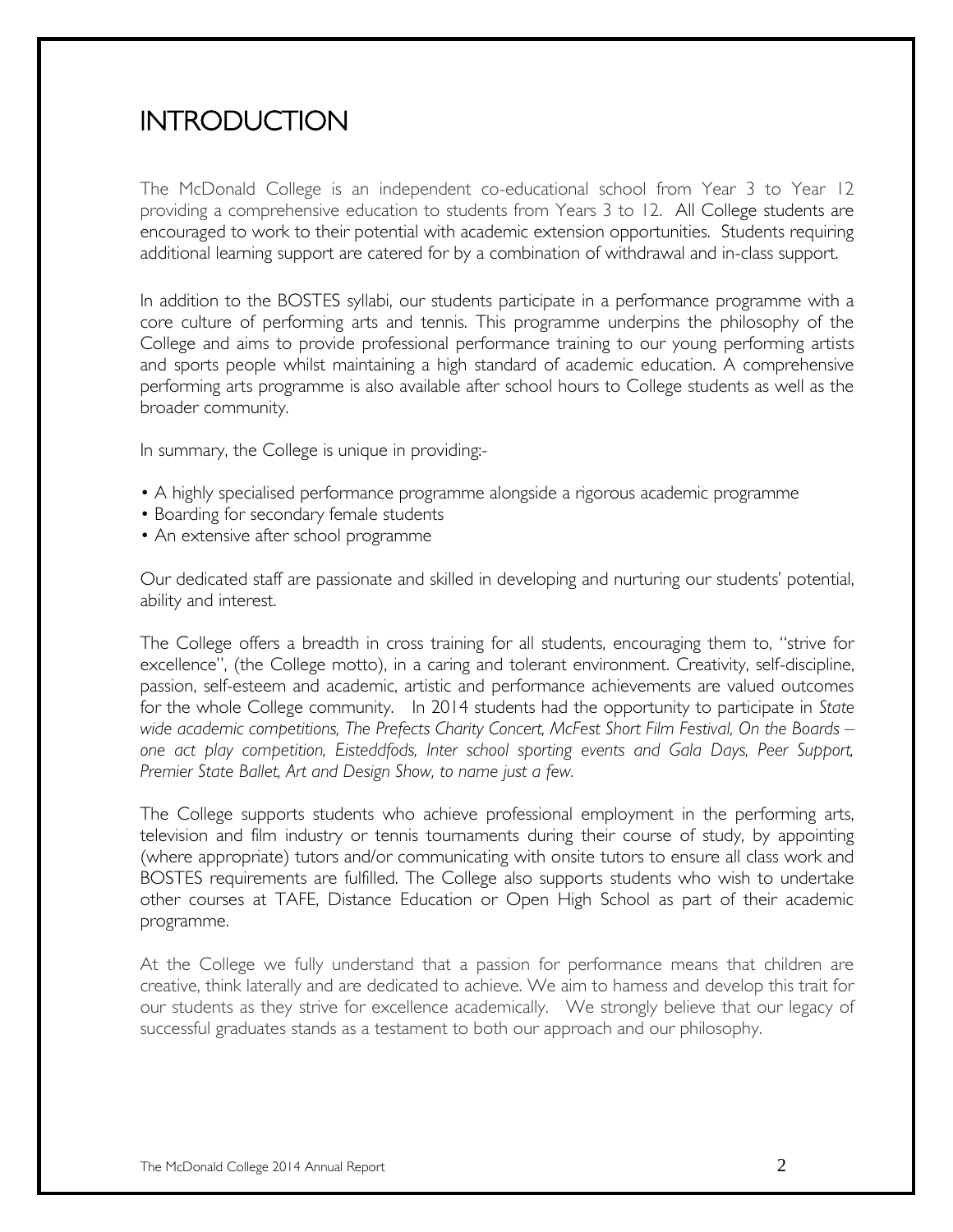# INTRODUCTION

The McDonald College is an independent co-educational school from Year 3 to Year 12 providing a comprehensive education to students from Years 3 to 12. All College students are encouraged to work to their potential with academic extension opportunities. Students requiring additional learning support are catered for by a combination of withdrawal and in-class support.

In addition to the BOSTES syllabi, our students participate in a performance programme with a core culture of performing arts and tennis. This programme underpins the philosophy of the College and aims to provide professional performance training to our young performing artists and sports people whilst maintaining a high standard of academic education. A comprehensive performing arts programme is also available after school hours to College students as well as the broader community.

In summary, the College is unique in providing:-

- A highly specialised performance programme alongside a rigorous academic programme
- Boarding for secondary female students
- An extensive after school programme

Our dedicated staff are passionate and skilled in developing and nurturing our students' potential, ability and interest.

The College offers a breadth in cross training for all students, encouraging them to, "strive for excellence", (the College motto), in a caring and tolerant environment. Creativity, self-discipline, passion, self-esteem and academic, artistic and performance achievements are valued outcomes for the whole College community. In 2014 students had the opportunity to participate in *State wide academic competitions, The Prefects Charity Concert, McFest Short Film Festival, On the Boards – one act play competition, Eisteddfods, Inter school sporting events and Gala Days, Peer Support, Premier State Ballet, Art and Design Show, to name just a few.*

The College supports students who achieve professional employment in the performing arts, television and film industry or tennis tournaments during their course of study, by appointing (where appropriate) tutors and/or communicating with onsite tutors to ensure all class work and BOSTES requirements are fulfilled. The College also supports students who wish to undertake other courses at TAFE, Distance Education or Open High School as part of their academic programme.

At the College we fully understand that a passion for performance means that children are creative, think laterally and are dedicated to achieve. We aim to harness and develop this trait for our students as they strive for excellence academically. We strongly believe that our legacy of successful graduates stands as a testament to both our approach and our philosophy.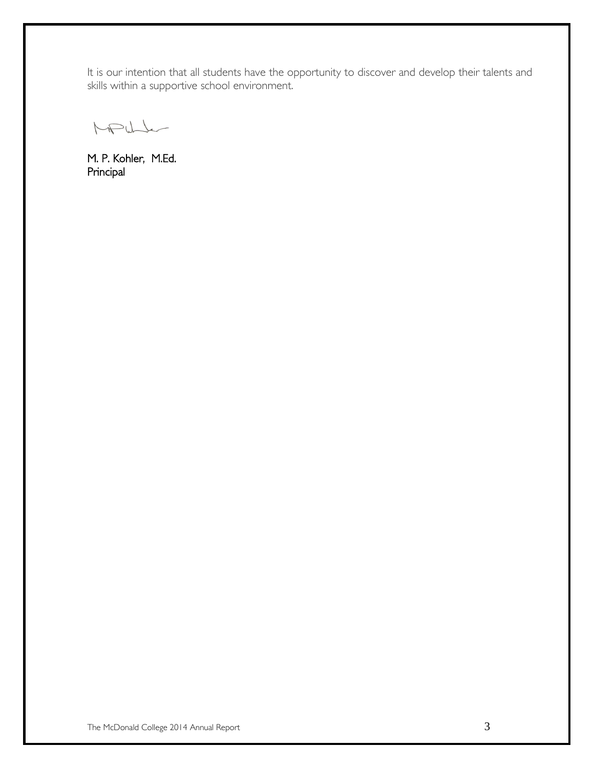It is our intention that all students have the opportunity to discover and develop their talents and skills within a supportive school environment.

M. P. Kohler, M.Ed.
Principal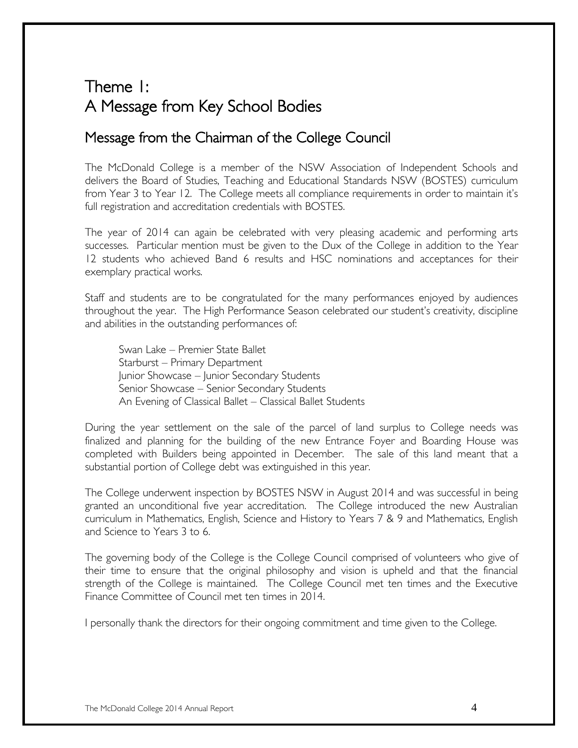# Theme 1:
# A Message from Key School Bodies

## Message from the Chairman of the College Council

The McDonald College is a member of the NSW Association of Independent Schools and delivers the Board of Studies, Teaching and Educational Standards NSW (BOSTES) curriculum from Year 3 to Year 12. The College meets all compliance requirements in order to maintain it's full registration and accreditation credentials with BOSTES.

The year of 2014 can again be celebrated with very pleasing academic and performing arts successes. Particular mention must be given to the Dux of the College in addition to the Year 12 students who achieved Band 6 results and HSC nominations and acceptances for their exemplary practical works.

Staff and students are to be congratulated for the many performances enjoyed by audiences throughout the year. The High Performance Season celebrated our student's creativity, discipline and abilities in the outstanding performances of:

Swan Lake – Premier State Ballet
Starburst – Primary Department
Junior Showcase – Junior Secondary Students
Senior Showcase – Senior Secondary Students
An Evening of Classical Ballet – Classical Ballet Students

During the year settlement on the sale of the parcel of land surplus to College needs was finalized and planning for the building of the new Entrance Foyer and Boarding House was completed with Builders being appointed in December. The sale of this land meant that a substantial portion of College debt was extinguished in this year.

The College underwent inspection by BOSTES NSW in August 2014 and was successful in being granted an unconditional five year accreditation. The College introduced the new Australian curriculum in Mathematics, English, Science and History to Years 7 & 9 and Mathematics, English and Science to Years 3 to 6.

The governing body of the College is the College Council comprised of volunteers who give of their time to ensure that the original philosophy and vision is upheld and that the financial strength of the College is maintained. The College Council met ten times and the Executive Finance Committee of Council met ten times in 2014.

I personally thank the directors for their ongoing commitment and time given to the College.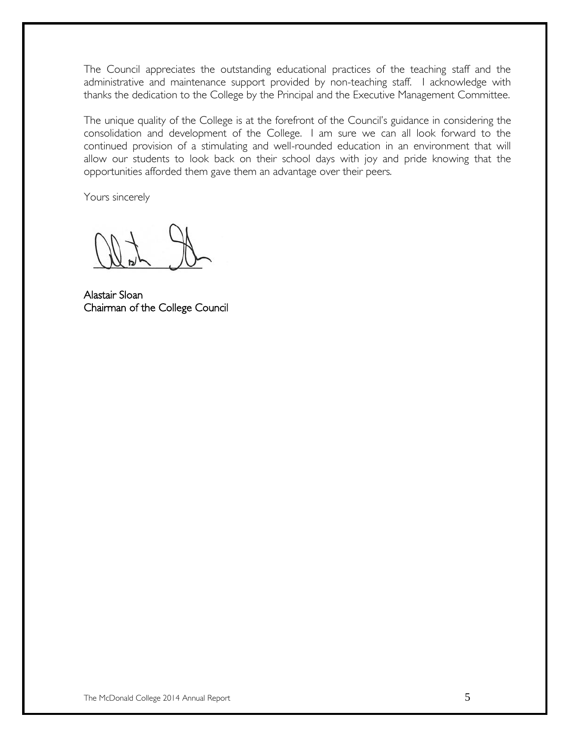The Council appreciates the outstanding educational practices of the teaching staff and the administrative and maintenance support provided by non-teaching staff. I acknowledge with thanks the dedication to the College by the Principal and the Executive Management Committee.

The unique quality of the College is at the forefront of the Council's guidance in considering the consolidation and development of the College. I am sure we can all look forward to the continued provision of a stimulating and well-rounded education in an environment that will allow our students to look back on their school days with joy and pride knowing that the opportunities afforded them gave them an advantage over their peers.

Yours sincerely

Alastair Sloan
Chairman of the College Council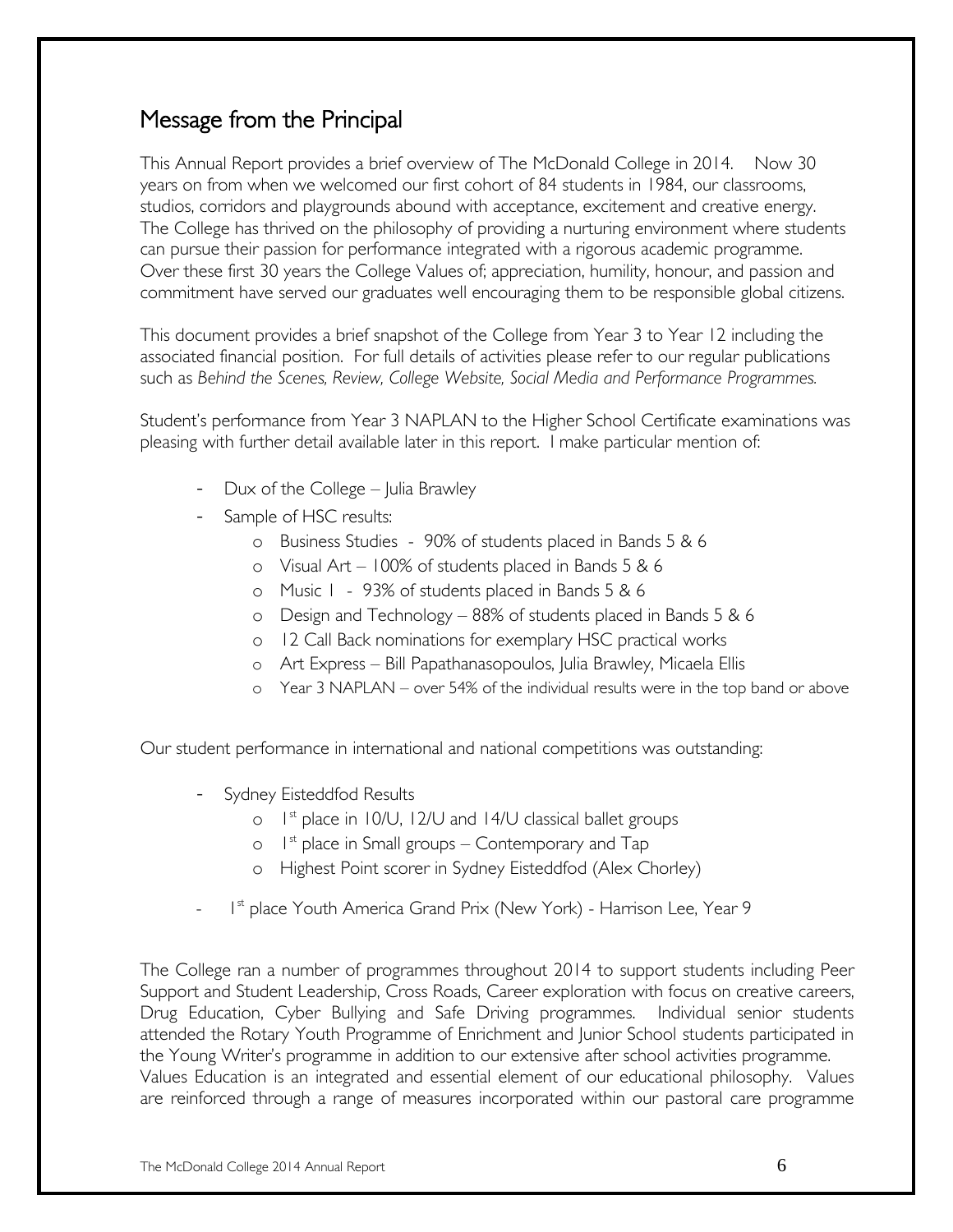## Message from the Principal

This Annual Report provides a brief overview of The McDonald College in 2014. Now 30 years on from when we welcomed our first cohort of 84 students in 1984, our classrooms, studios, corridors and playgrounds abound with acceptance, excitement and creative energy. The College has thrived on the philosophy of providing a nurturing environment where students can pursue their passion for performance integrated with a rigorous academic programme. Over these first 30 years the College Values of; appreciation, humility, honour, and passion and commitment have served our graduates well encouraging them to be responsible global citizens.

This document provides a brief snapshot of the College from Year 3 to Year 12 including the associated financial position. For full details of activities please refer to our regular publications such as *Behind the Scenes, Review, College Website, Social Media and Performance Programmes.*

Student's performance from Year 3 NAPLAN to the Higher School Certificate examinations was pleasing with further detail available later in this report. I make particular mention of:

- Dux of the College – Julia Brawley
- Sample of HSC results:
  - Business Studies - 90% of students placed in Bands 5 & 6
  - Visual Art – 100% of students placed in Bands 5 & 6
  - Music 1 - 93% of students placed in Bands 5 & 6
  - Design and Technology – 88% of students placed in Bands 5 & 6
  - 12 Call Back nominations for exemplary HSC practical works
  - Art Express – Bill Papathanasopoulos, Julia Brawley, Micaela Ellis
  - Year 3 NAPLAN – over 54% of the individual results were in the top band or above

Our student performance in international and national competitions was outstanding:

- Sydney Eisteddfod Results
  - 1st place in 10/U, 12/U and 14/U classical ballet groups
  - 1st place in Small groups – Contemporary and Tap
  - Highest Point scorer in Sydney Eisteddfod (Alex Chorley)
- 1st place Youth America Grand Prix (New York) - Harrison Lee, Year 9

The College ran a number of programmes throughout 2014 to support students including Peer Support and Student Leadership, Cross Roads, Career exploration with focus on creative careers, Drug Education, Cyber Bullying and Safe Driving programmes. Individual senior students attended the Rotary Youth Programme of Enrichment and Junior School students participated in the Young Writer's programme in addition to our extensive after school activities programme. Values Education is an integrated and essential element of our educational philosophy. Values are reinforced through a range of measures incorporated within our pastoral care programme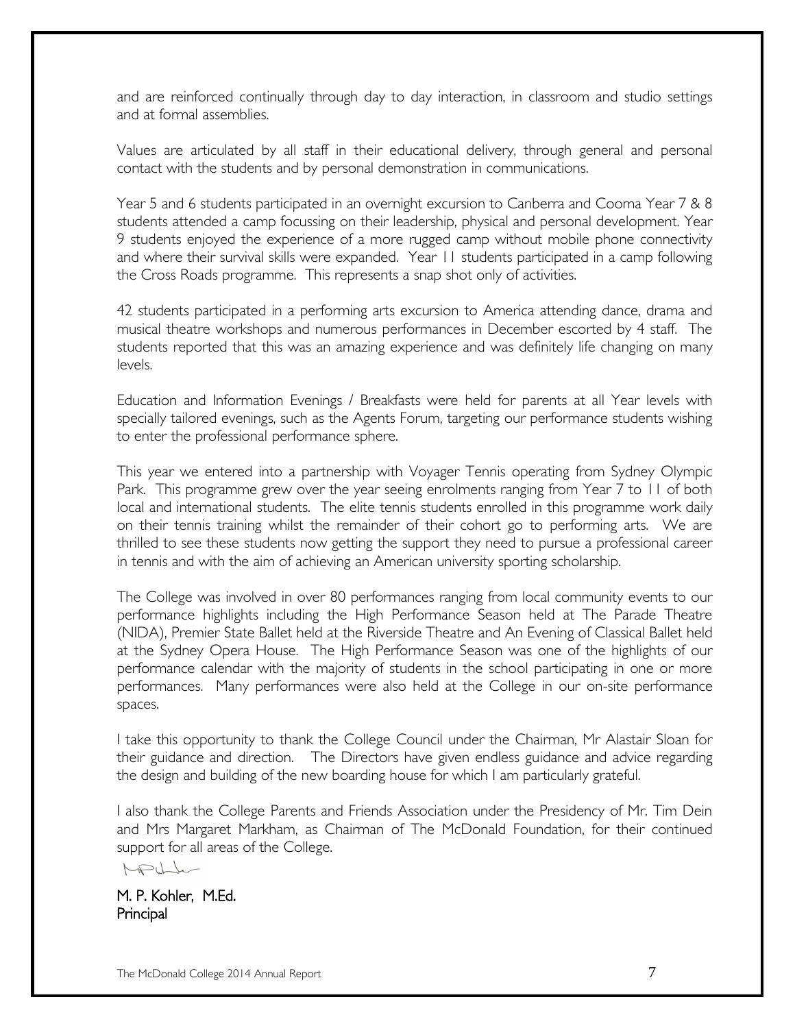and are reinforced continually through day to day interaction, in classroom and studio settings and at formal assemblies.

Values are articulated by all staff in their educational delivery, through general and personal contact with the students and by personal demonstration in communications.

Year 5 and 6 students participated in an overnight excursion to Canberra and Cooma Year 7 & 8 students attended a camp focussing on their leadership, physical and personal development. Year 9 students enjoyed the experience of a more rugged camp without mobile phone connectivity and where their survival skills were expanded. Year 11 students participated in a camp following the Cross Roads programme. This represents a snap shot only of activities.

42 students participated in a performing arts excursion to America attending dance, drama and musical theatre workshops and numerous performances in December escorted by 4 staff. The students reported that this was an amazing experience and was definitely life changing on many levels.

Education and Information Evenings / Breakfasts were held for parents at all Year levels with specially tailored evenings, such as the Agents Forum, targeting our performance students wishing to enter the professional performance sphere.

This year we entered into a partnership with Voyager Tennis operating from Sydney Olympic Park. This programme grew over the year seeing enrolments ranging from Year 7 to 11 of both local and international students. The elite tennis students enrolled in this programme work daily on their tennis training whilst the remainder of their cohort go to performing arts. We are thrilled to see these students now getting the support they need to pursue a professional career in tennis and with the aim of achieving an American university sporting scholarship.

The College was involved in over 80 performances ranging from local community events to our performance highlights including the High Performance Season held at The Parade Theatre (NIDA), Premier State Ballet held at the Riverside Theatre and An Evening of Classical Ballet held at the Sydney Opera House. The High Performance Season was one of the highlights of our performance calendar with the majority of students in the school participating in one or more performances. Many performances were also held at the College in our on-site performance spaces.

I take this opportunity to thank the College Council under the Chairman, Mr Alastair Sloan for their guidance and direction. The Directors have given endless guidance and advice regarding the design and building of the new boarding house for which I am particularly grateful.

I also thank the College Parents and Friends Association under the Presidency of Mr. Tim Dein and Mrs Margaret Markham, as Chairman of The McDonald Foundation, for their continued support for all areas of the College.

M. P. Kohler, M.Ed.
Principal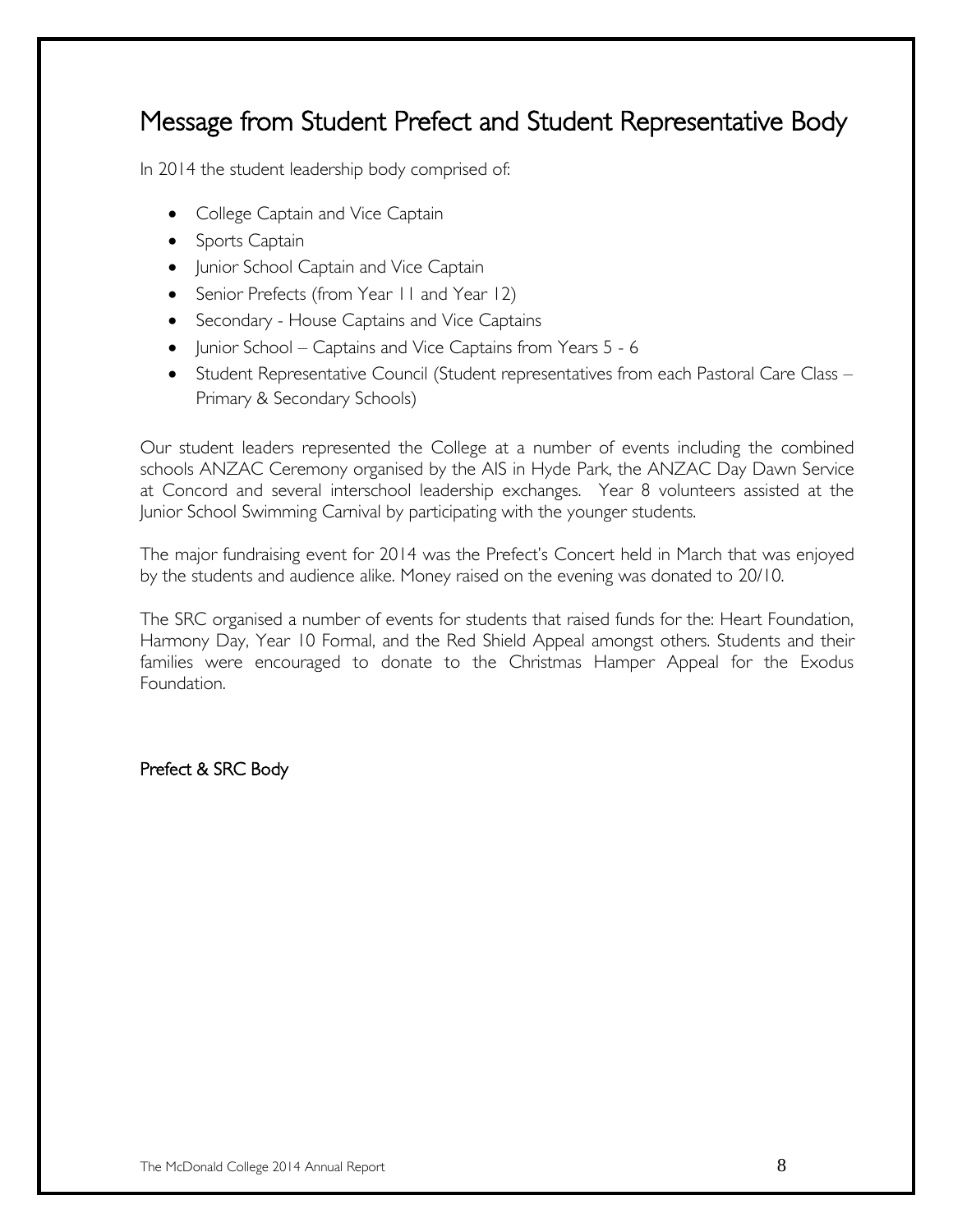# Message from Student Prefect and Student Representative Body

In 2014 the student leadership body comprised of:

- College Captain and Vice Captain
- Sports Captain
- Junior School Captain and Vice Captain
- Senior Prefects (from Year 11 and Year 12)
- Secondary - House Captains and Vice Captains
- Junior School – Captains and Vice Captains from Years 5 - 6
- Student Representative Council (Student representatives from each Pastoral Care Class – Primary & Secondary Schools)

Our student leaders represented the College at a number of events including the combined schools ANZAC Ceremony organised by the AIS in Hyde Park, the ANZAC Day Dawn Service at Concord and several interschool leadership exchanges. Year 8 volunteers assisted at the Junior School Swimming Carnival by participating with the younger students.

The major fundraising event for 2014 was the Prefect's Concert held in March that was enjoyed by the students and audience alike. Money raised on the evening was donated to 20/10.

The SRC organised a number of events for students that raised funds for the: Heart Foundation, Harmony Day, Year 10 Formal, and the Red Shield Appeal amongst others. Students and their families were encouraged to donate to the Christmas Hamper Appeal for the Exodus Foundation.

Prefect & SRC Body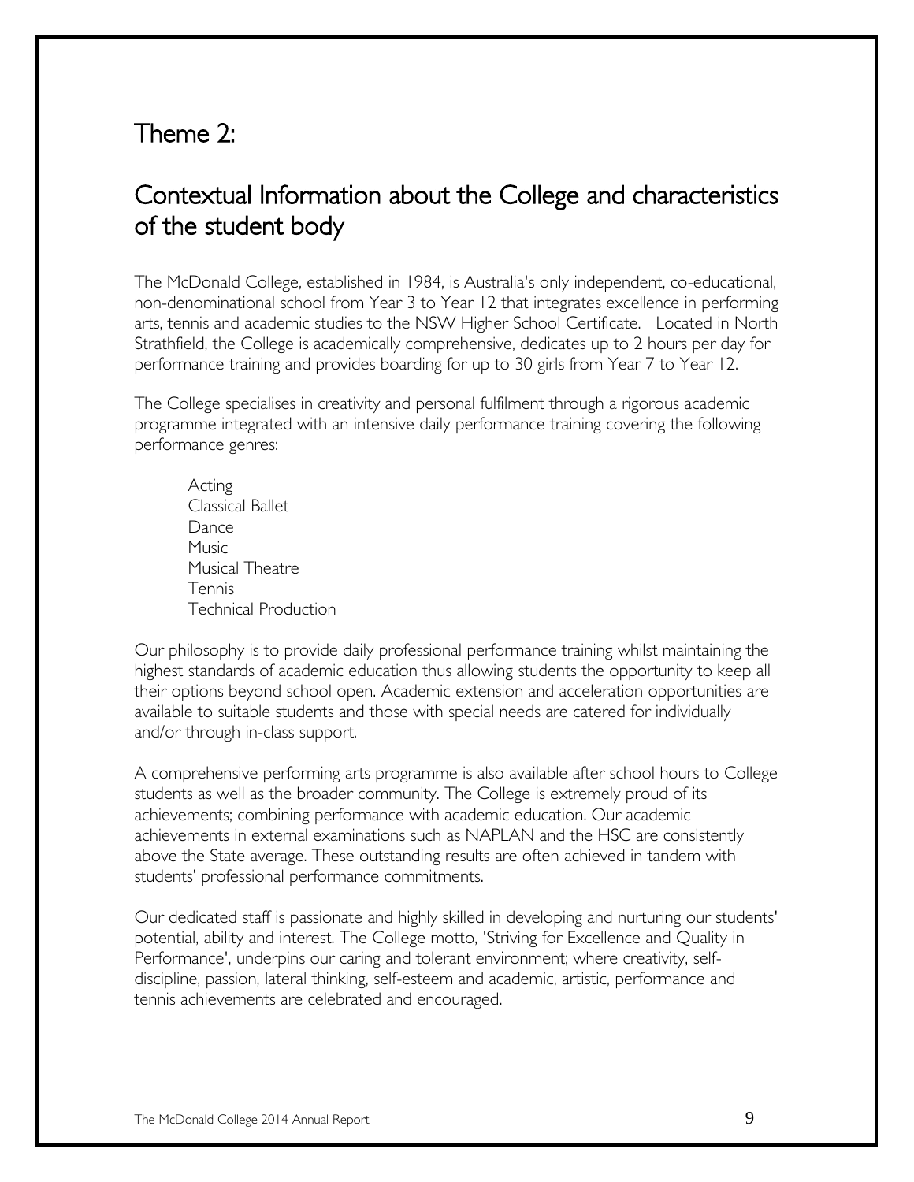# Theme 2:

# Contextual Information about the College and characteristics of the student body

The McDonald College, established in 1984, is Australia's only independent, co-educational, non-denominational school from Year 3 to Year 12 that integrates excellence in performing arts, tennis and academic studies to the NSW Higher School Certificate. Located in North Strathfield, the College is academically comprehensive, dedicates up to 2 hours per day for performance training and provides boarding for up to 30 girls from Year 7 to Year 12.

The College specialises in creativity and personal fulfilment through a rigorous academic programme integrated with an intensive daily performance training covering the following performance genres:

- Acting
- Classical Ballet
- Dance
- Music
- Musical Theatre
- Tennis
- Technical Production

Our philosophy is to provide daily professional performance training whilst maintaining the highest standards of academic education thus allowing students the opportunity to keep all their options beyond school open. Academic extension and acceleration opportunities are available to suitable students and those with special needs are catered for individually and/or through in-class support.

A comprehensive performing arts programme is also available after school hours to College students as well as the broader community. The College is extremely proud of its achievements; combining performance with academic education. Our academic achievements in external examinations such as NAPLAN and the HSC are consistently above the State average. These outstanding results are often achieved in tandem with students' professional performance commitments.

Our dedicated staff is passionate and highly skilled in developing and nurturing our students' potential, ability and interest. The College motto, 'Striving for Excellence and Quality in Performance', underpins our caring and tolerant environment; where creativity, self-discipline, passion, lateral thinking, self-esteem and academic, artistic, performance and tennis achievements are celebrated and encouraged.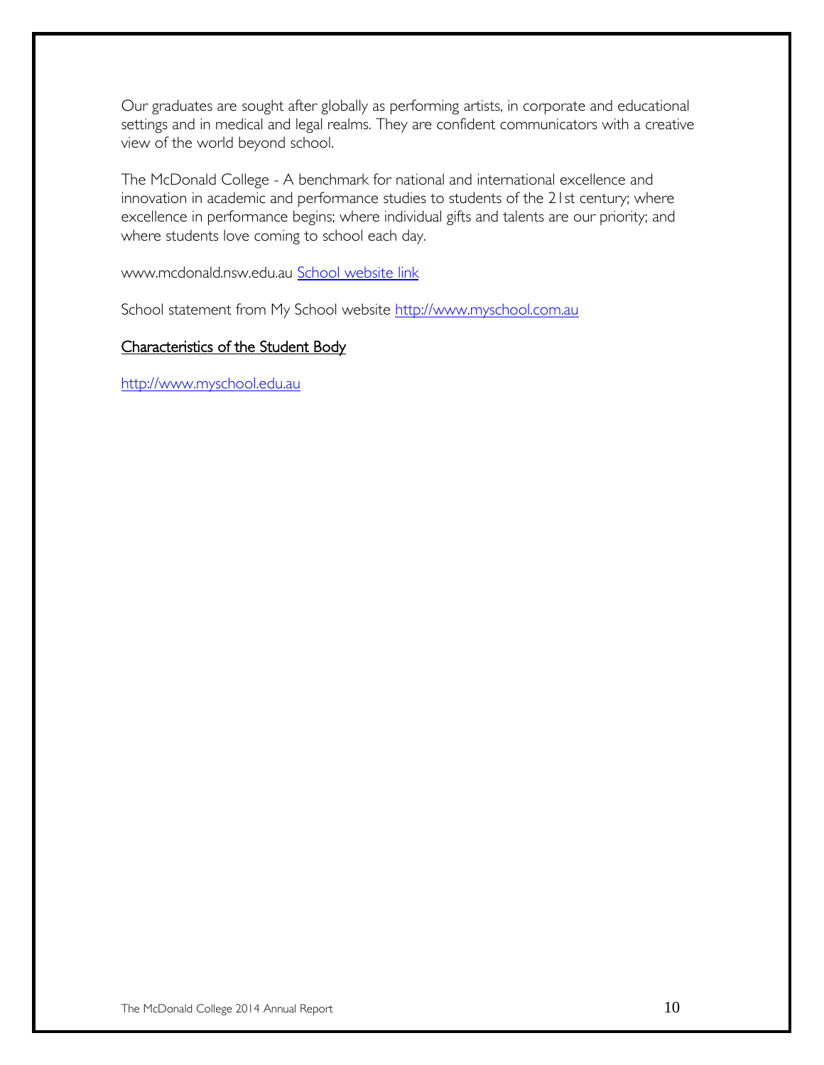Our graduates are sought after globally as performing artists, in corporate and educational settings and in medical and legal realms. They are confident communicators with a creative view of the world beyond school.

The McDonald College - A benchmark for national and international excellence and innovation in academic and performance studies to students of the 21st century; where excellence in performance begins; where individual gifts and talents are our priority; and where students love coming to school each day.

www.mcdonald.nsw.edu.au School website link

School statement from My School website http://www.myschool.com.au

## Characteristics of the Student Body

http://www.myschool.edu.au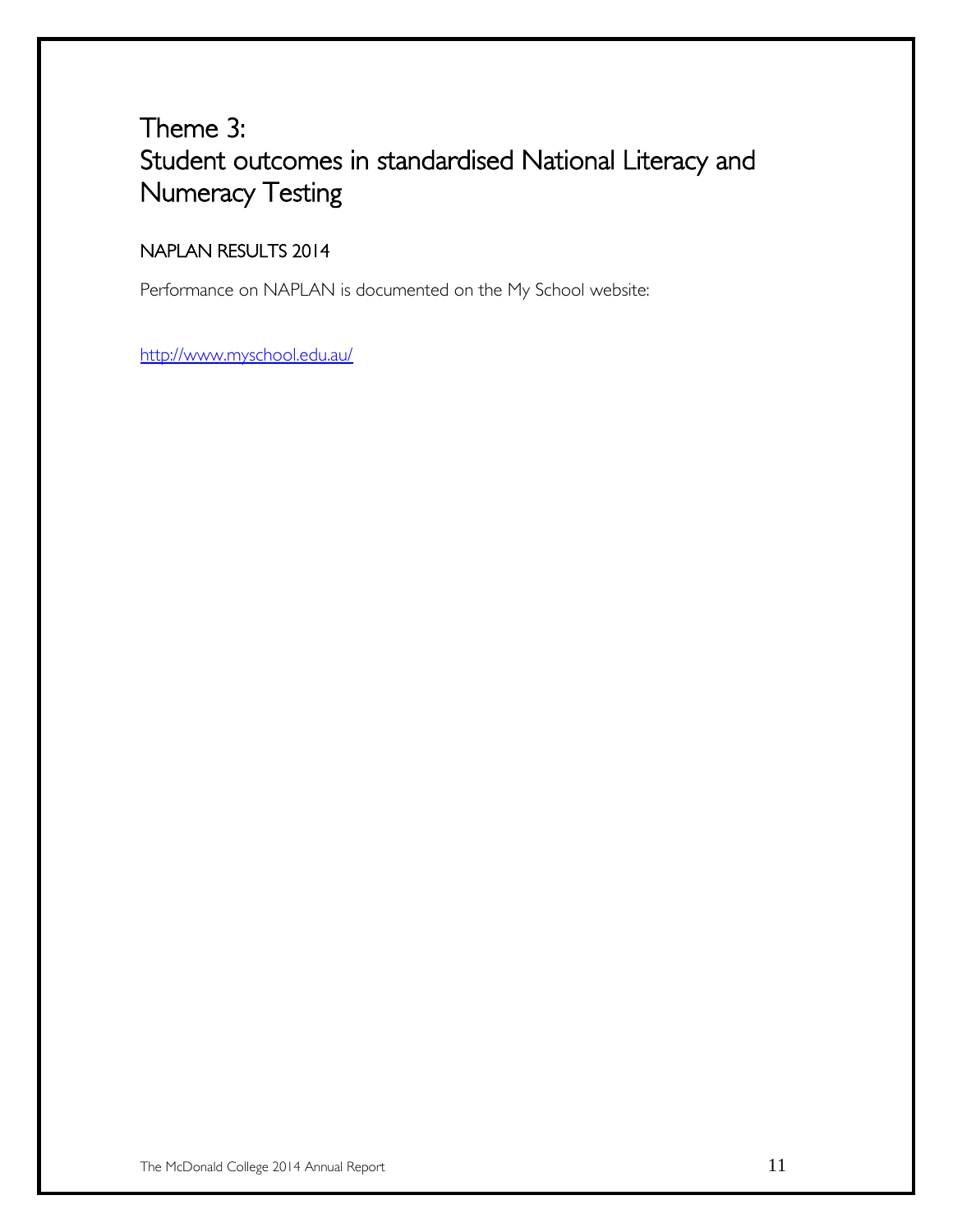# Theme 3:
# Student outcomes in standardised National Literacy and Numeracy Testing

## NAPLAN RESULTS 2014

Performance on NAPLAN is documented on the My School website:

http://www.myschool.edu.au/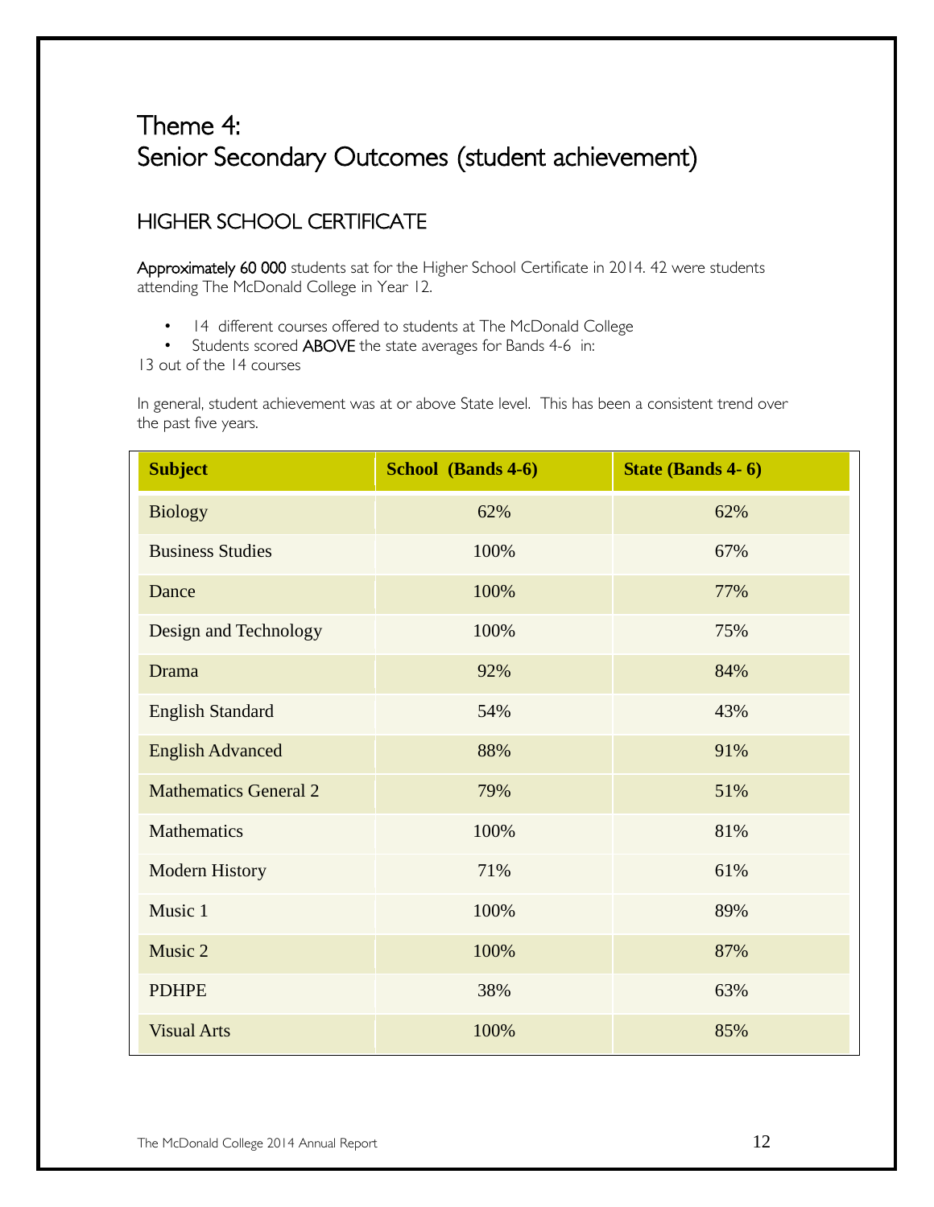# Theme 4:
# Senior Secondary Outcomes (student achievement)

## HIGHER SCHOOL CERTIFICATE

**Approximately 60 000** students sat for the Higher School Certificate in 2014. 42 were students attending The McDonald College in Year 12.

- 14 different courses offered to students at The McDonald College
- Students scored **ABOVE** the state averages for Bands 4-6 in:

13 out of the 14 courses

In general, student achievement was at or above State level. This has been a consistent trend over the past five years.

| Subject | School (Bands 4-6) | State (Bands 4- 6) |
|---|---|---|
| Biology | 62% | 62% |
| Business Studies | 100% | 67% |
| Dance | 100% | 77% |
| Design and Technology | 100% | 75% |
| Drama | 92% | 84% |
| English Standard | 54% | 43% |
| English Advanced | 88% | 91% |
| Mathematics General 2 | 79% | 51% |
| Mathematics | 100% | 81% |
| Modern History | 71% | 61% |
| Music 1 | 100% | 89% |
| Music 2 | 100% | 87% |
| PDHPE | 38% | 63% |
| Visual Arts | 100% | 85% |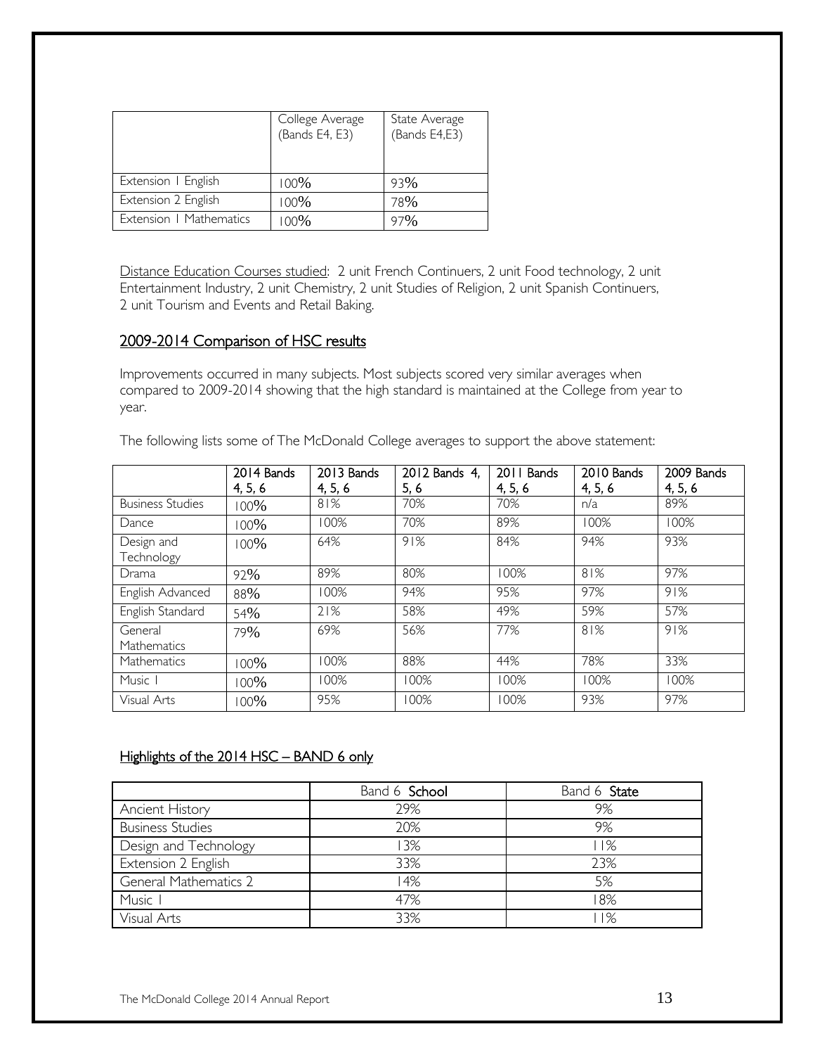| | College Average (Bands E4, E3) | State Average (Bands E4,E3) |
|---|---|---|
| Extension 1 English | 100% | 93% |
| Extension 2 English | 100% | 78% |
| Extension 1 Mathematics | 100% | 97% |

Distance Education Courses studied: 2 unit French Continuers, 2 unit Food technology, 2 unit Entertainment Industry, 2 unit Chemistry, 2 unit Studies of Religion, 2 unit Spanish Continuers, 2 unit Tourism and Events and Retail Baking.

## 2009-2014 Comparison of HSC results

Improvements occurred in many subjects. Most subjects scored very similar averages when compared to 2009-2014 showing that the high standard is maintained at the College from year to year.

The following lists some of The McDonald College averages to support the above statement:

| | 2014 Bands 4, 5, 6 | 2013 Bands 4, 5, 6 | 2012 Bands 4, 5, 6 | 2011 Bands 4, 5, 6 | 2010 Bands 4, 5, 6 | 2009 Bands 4, 5, 6 |
|---|---|---|---|---|---|---|
| Business Studies | 100% | 81% | 70% | 70% | n/a | 89% |
| Dance | 100% | 100% | 70% | 89% | 100% | 100% |
| Design and Technology | 100% | 64% | 91% | 84% | 94% | 93% |
| Drama | 92% | 89% | 80% | 100% | 81% | 97% |
| English Advanced | 88% | 100% | 94% | 95% | 97% | 91% |
| English Standard | 54% | 21% | 58% | 49% | 59% | 57% |
| General Mathematics | 79% | 69% | 56% | 77% | 81% | 91% |
| Mathematics | 100% | 100% | 88% | 44% | 78% | 33% |
| Music 1 | 100% | 100% | 100% | 100% | 100% | 100% |
| Visual Arts | 100% | 95% | 100% | 100% | 93% | 97% |

## Highlights of the 2014 HSC – BAND 6 only

| | Band 6 **School** | Band 6 **State** |
|---|---|---|
| Ancient History | 29% | 9% |
| Business Studies | 20% | 9% |
| Design and Technology | 13% | 11% |
| Extension 2 English | 33% | 23% |
| General Mathematics 2 | 14% | 5% |
| Music 1 | 47% | 18% |
| Visual Arts | 33% | 11% |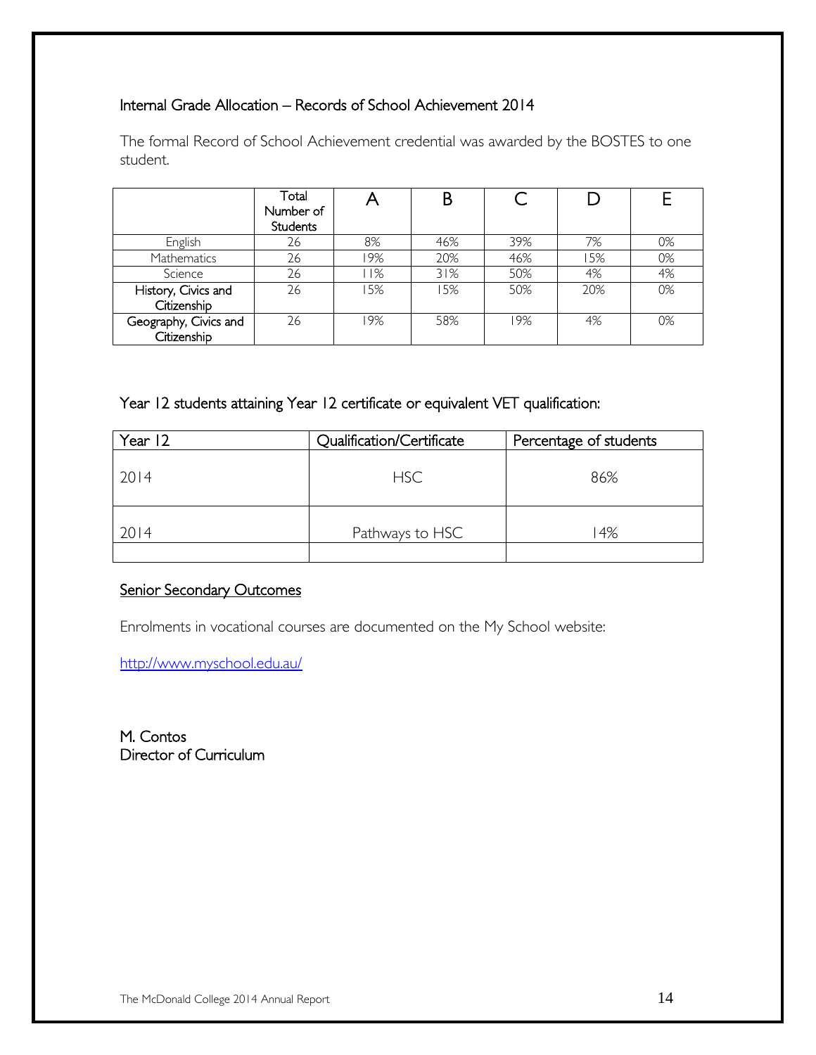## Internal Grade Allocation – Records of School Achievement 2014

The formal Record of School Achievement credential was awarded by the BOSTES to one student.

| | Total Number of Students | A | B | C | D | E |
|---|---|---|---|---|---|---|
| English | 26 | 8% | 46% | 39% | 7% | 0% |
| Mathematics | 26 | 19% | 20% | 46% | 15% | 0% |
| Science | 26 | 11% | 31% | 50% | 4% | 4% |
| History, Civics and Citizenship | 26 | 15% | 15% | 50% | 20% | 0% |
| Geography, Civics and Citizenship | 26 | 19% | 58% | 19% | 4% | 0% |

## Year 12 students attaining Year 12 certificate or equivalent VET qualification:

| Year 12 | Qualification/Certificate | Percentage of students |
|---|---|---|
| 2014 | HSC | 86% |
| 2014 | Pathways to HSC | 14% |
| | | |

## Senior Secondary Outcomes

Enrolments in vocational courses are documented on the My School website:

http://www.myschool.edu.au/

M. Contos
Director of Curriculum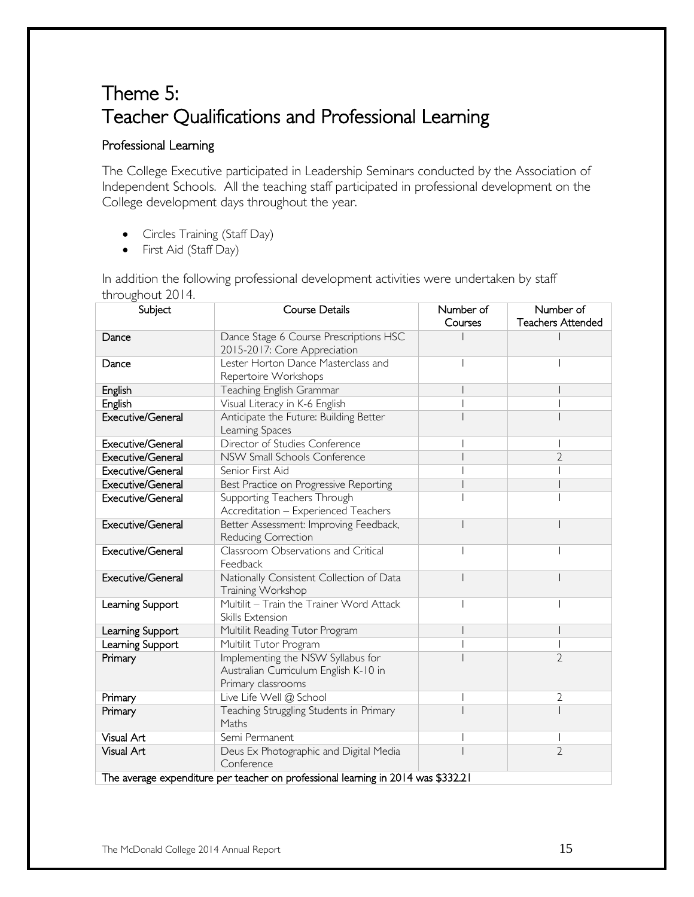# Theme 5:
# Teacher Qualifications and Professional Learning

## Professional Learning

The College Executive participated in Leadership Seminars conducted by the Association of Independent Schools. All the teaching staff participated in professional development on the College development days throughout the year.

- Circles Training (Staff Day)
- First Aid (Staff Day)

In addition the following professional development activities were undertaken by staff throughout 2014.

| Subject | Course Details | Number of Courses | Number of Teachers Attended |
|---|---|---|---|
| Dance | Dance Stage 6 Course Prescriptions HSC 2015-2017: Core Appreciation | 1 | 1 |
| Dance | Lester Horton Dance Masterclass and Repertoire Workshops | 1 | 1 |
| English | Teaching English Grammar | 1 | 1 |
| English | Visual Literacy in K-6 English | 1 | 1 |
| Executive/General | Anticipate the Future: Building Better Learning Spaces | 1 | 1 |
| Executive/General | Director of Studies Conference | 1 | 1 |
| Executive/General | NSW Small Schools Conference | 1 | 2 |
| Executive/General | Senior First Aid | 1 | 1 |
| Executive/General | Best Practice on Progressive Reporting | 1 | 1 |
| Executive/General | Supporting Teachers Through Accreditation – Experienced Teachers | 1 | 1 |
| Executive/General | Better Assessment: Improving Feedback, Reducing Correction | 1 | 1 |
| Executive/General | Classroom Observations and Critical Feedback | 1 | 1 |
| Executive/General | Nationally Consistent Collection of Data Training Workshop | 1 | 1 |
| Learning Support | Multilit – Train the Trainer Word Attack Skills Extension | 1 | 1 |
| Learning Support | Multilit Reading Tutor Program | 1 | 1 |
| Learning Support | Multilit Tutor Program | 1 | 1 |
| Primary | Implementing the NSW Syllabus for Australian Curriculum English K-10 in Primary classrooms | 1 | 2 |
| Primary | Live Life Well @ School | 1 | 2 |
| Primary | Teaching Struggling Students in Primary Maths | 1 | 1 |
| Visual Art | Semi Permanent | 1 | 1 |
| Visual Art | Deus Ex Photographic and Digital Media Conference | 1 | 2 |
| The average expenditure per teacher on professional learning in 2014 was $332.21 | | | |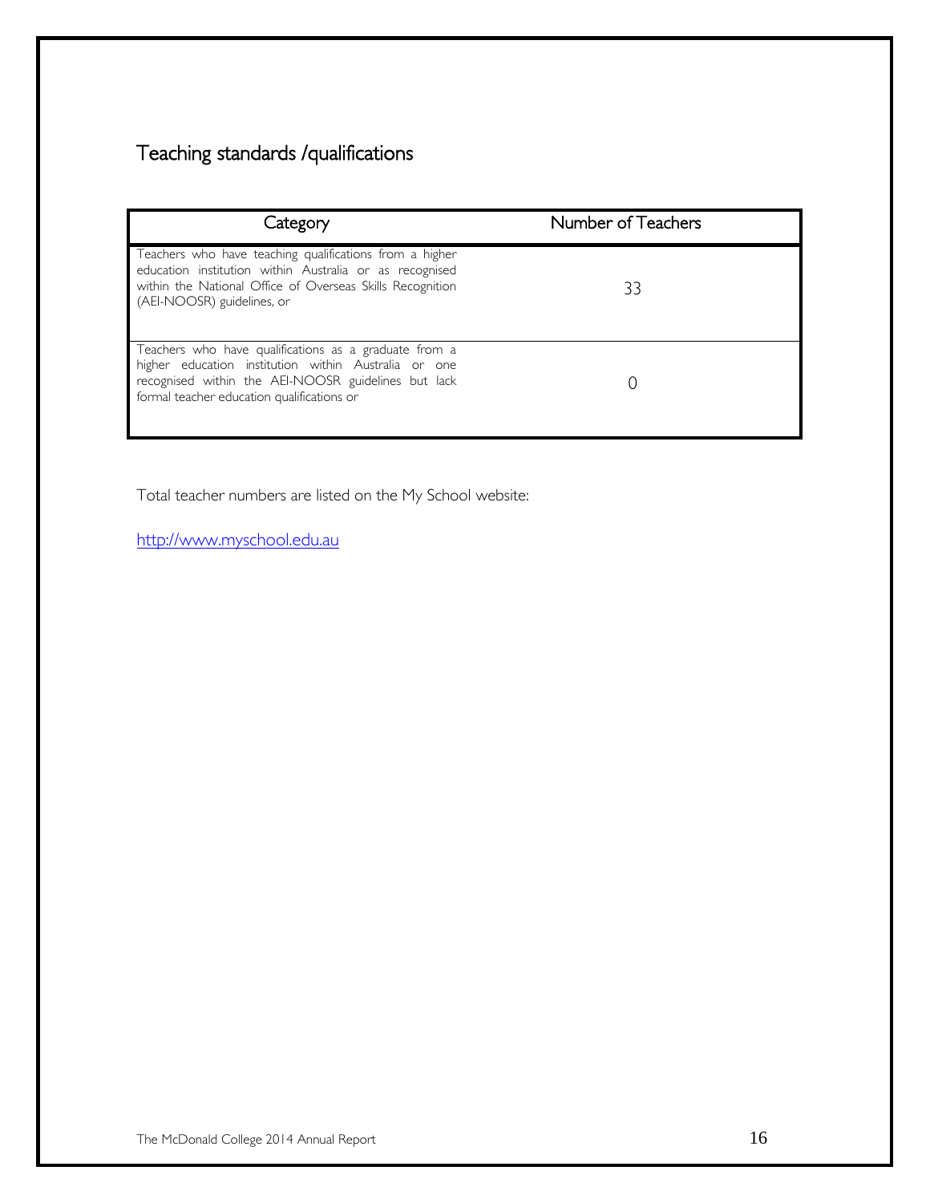## Teaching standards /qualifications

| Category | Number of Teachers |
| --- | --- |
| Teachers who have teaching qualifications from a higher education institution within Australia or as recognised within the National Office of Overseas Skills Recognition (AEI-NOOSR) guidelines, or | 33 |
| Teachers who have qualifications as a graduate from a higher education institution within Australia or one recognised within the AEI-NOOSR guidelines but lack formal teacher education qualifications or | 0 |

Total teacher numbers are listed on the My School website:

[http://www.myschool.edu.au](http://www.myschool.edu.au)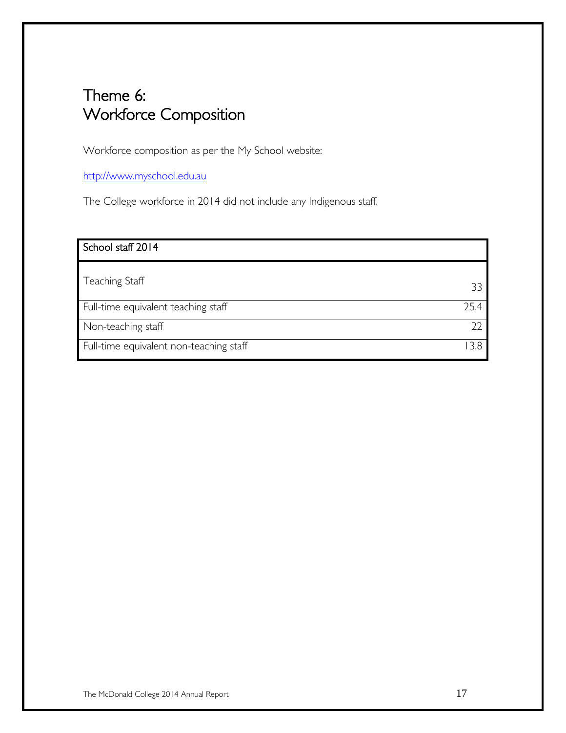# Theme 6:
# Workforce Composition

Workforce composition as per the My School website:

http://www.myschool.edu.au

The College workforce in 2014 did not include any Indigenous staff.

| School staff 2014 | |
|---|---|
| Teaching Staff | 33 |
| Full-time equivalent teaching staff | 25.4 |
| Non-teaching staff | 22 |
| Full-time equivalent non-teaching staff | 13.8 |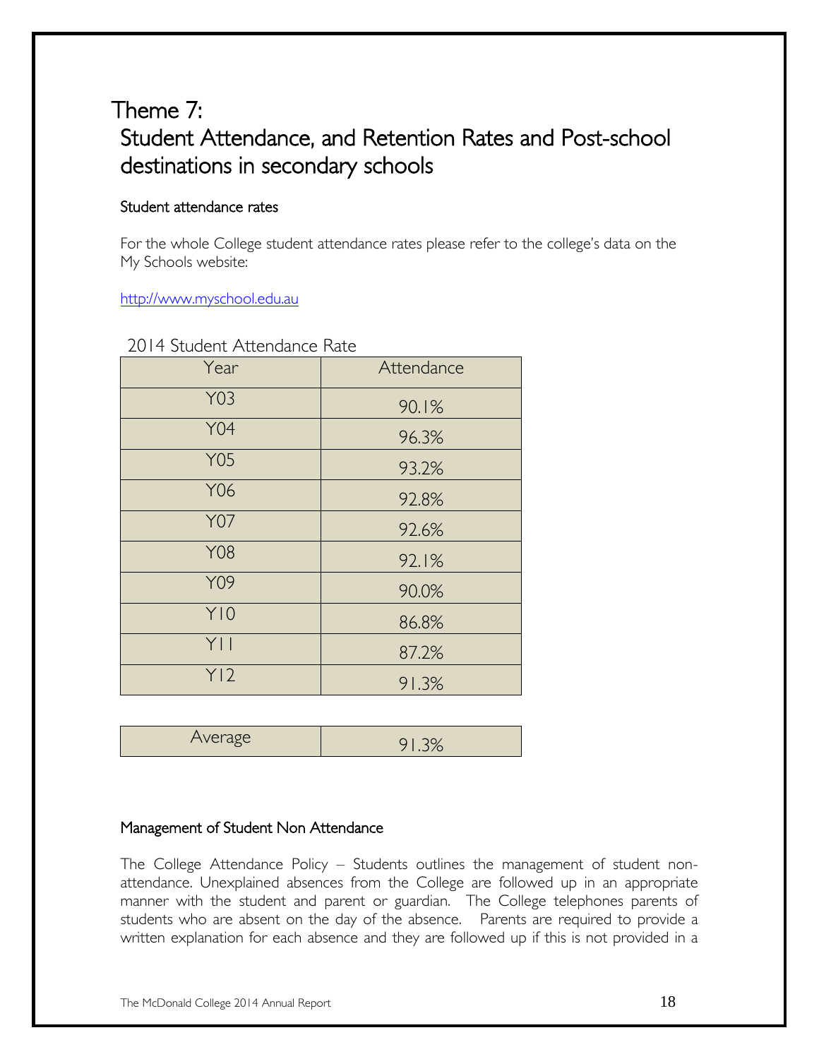# Theme 7:
# Student Attendance, and Retention Rates and Post-school destinations in secondary schools

### Student attendance rates

For the whole College student attendance rates please refer to the college's data on the My Schools website:

http://www.myschool.edu.au

2014 Student Attendance Rate

| Year | Attendance |
|---|---|
| Y03 | 90.1% |
| Y04 | 96.3% |
| Y05 | 93.2% |
| Y06 | 92.8% |
| Y07 | 92.6% |
| Y08 | 92.1% |
| Y09 | 90.0% |
| Y10 | 86.8% |
| Y11 | 87.2% |
| Y12 | 91.3% |

| Average | 91.3% |
|---|---|

### Management of Student Non Attendance

The College Attendance Policy – Students outlines the management of student non-attendance. Unexplained absences from the College are followed up in an appropriate manner with the student and parent or guardian. The College telephones parents of students who are absent on the day of the absence. Parents are required to provide a written explanation for each absence and they are followed up if this is not provided in a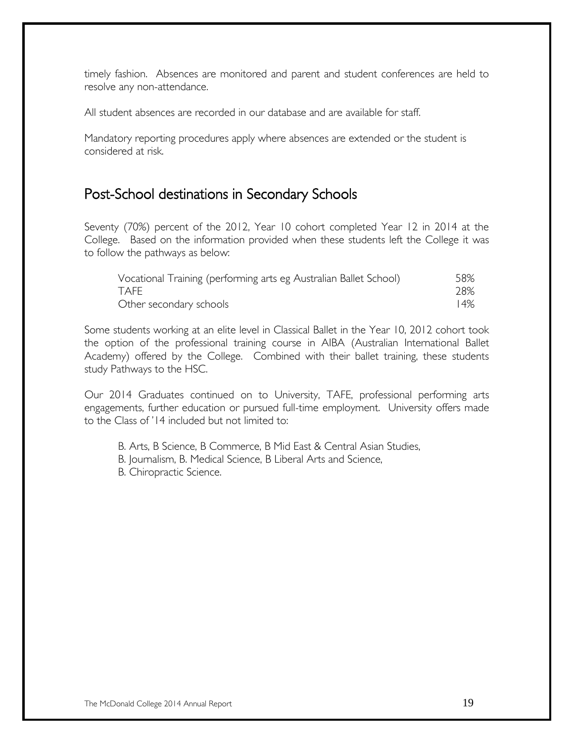timely fashion. Absences are monitored and parent and student conferences are held to resolve any non-attendance.

All student absences are recorded in our database and are available for staff.

Mandatory reporting procedures apply where absences are extended or the student is considered at risk.

## Post-School destinations in Secondary Schools

Seventy (70%) percent of the 2012, Year 10 cohort completed Year 12 in 2014 at the College. Based on the information provided when these students left the College it was to follow the pathways as below:

| | |
|---|---|
| Vocational Training (performing arts eg Australian Ballet School) | 58% |
| TAFE | 28% |
| Other secondary schools | 14% |

Some students working at an elite level in Classical Ballet in the Year 10, 2012 cohort took the option of the professional training course in AIBA (Australian International Ballet Academy) offered by the College. Combined with their ballet training, these students study Pathways to the HSC.

Our 2014 Graduates continued on to University, TAFE, professional performing arts engagements, further education or pursued full-time employment. University offers made to the Class of '14 included but not limited to:

B. Arts, B Science, B Commerce, B Mid East & Central Asian Studies,
B. Journalism, B. Medical Science, B Liberal Arts and Science,
B. Chiropractic Science.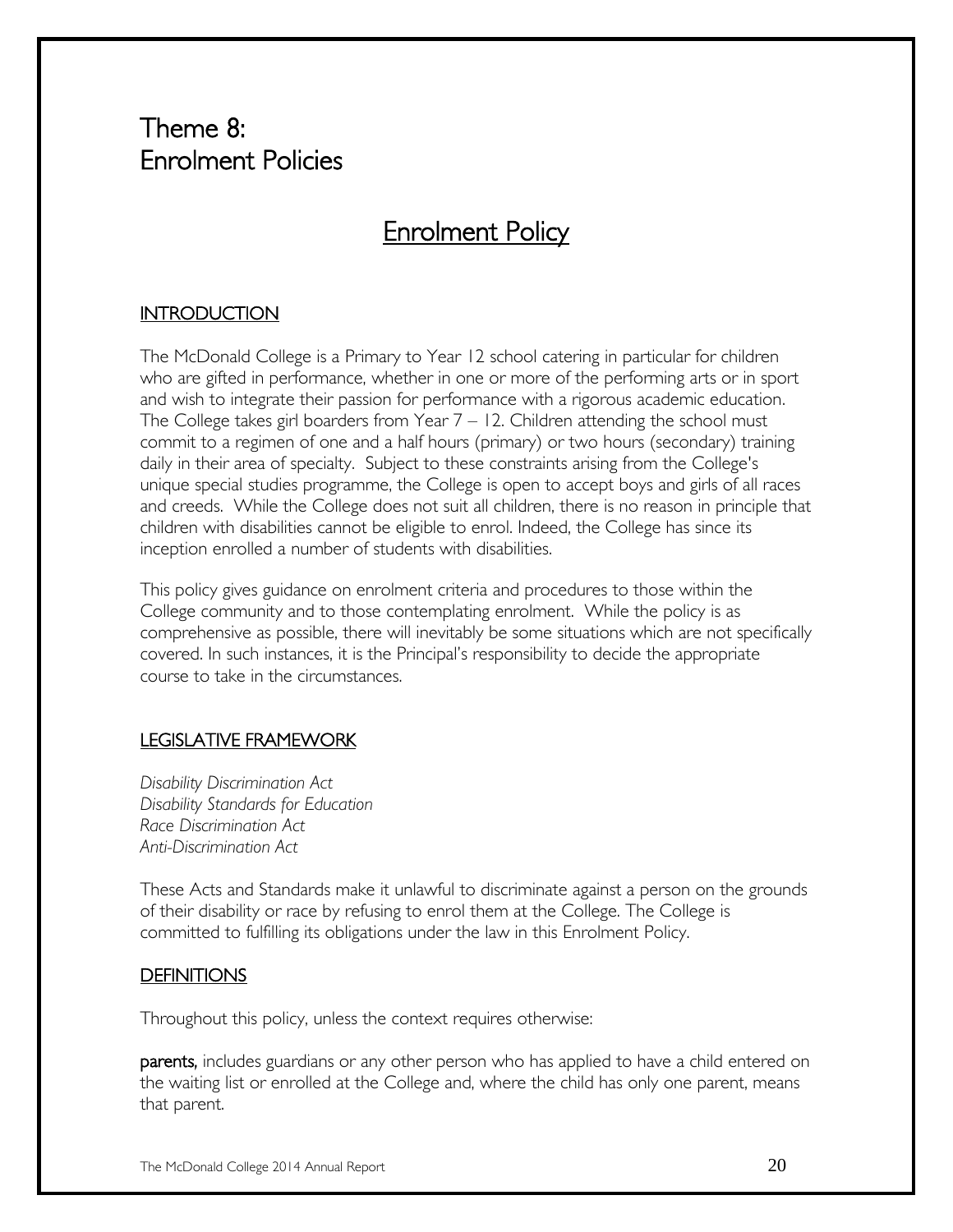# Theme 8: Enrolment Policies

## Enrolment Policy

### INTRODUCTION

The McDonald College is a Primary to Year 12 school catering in particular for children who are gifted in performance, whether in one or more of the performing arts or in sport and wish to integrate their passion for performance with a rigorous academic education. The College takes girl boarders from Year 7 – 12. Children attending the school must commit to a regimen of one and a half hours (primary) or two hours (secondary) training daily in their area of specialty. Subject to these constraints arising from the College's unique special studies programme, the College is open to accept boys and girls of all races and creeds. While the College does not suit all children, there is no reason in principle that children with disabilities cannot be eligible to enrol. Indeed, the College has since its inception enrolled a number of students with disabilities.

This policy gives guidance on enrolment criteria and procedures to those within the College community and to those contemplating enrolment. While the policy is as comprehensive as possible, there will inevitably be some situations which are not specifically covered. In such instances, it is the Principal's responsibility to decide the appropriate course to take in the circumstances.

### LEGISLATIVE FRAMEWORK

*Disability Discrimination Act*
*Disability Standards for Education*
*Race Discrimination Act*
*Anti-Discrimination Act*

These Acts and Standards make it unlawful to discriminate against a person on the grounds of their disability or race by refusing to enrol them at the College. The College is committed to fulfilling its obligations under the law in this Enrolment Policy.

### DEFINITIONS

Throughout this policy, unless the context requires otherwise:

**parents,** includes guardians or any other person who has applied to have a child entered on the waiting list or enrolled at the College and, where the child has only one parent, means that parent.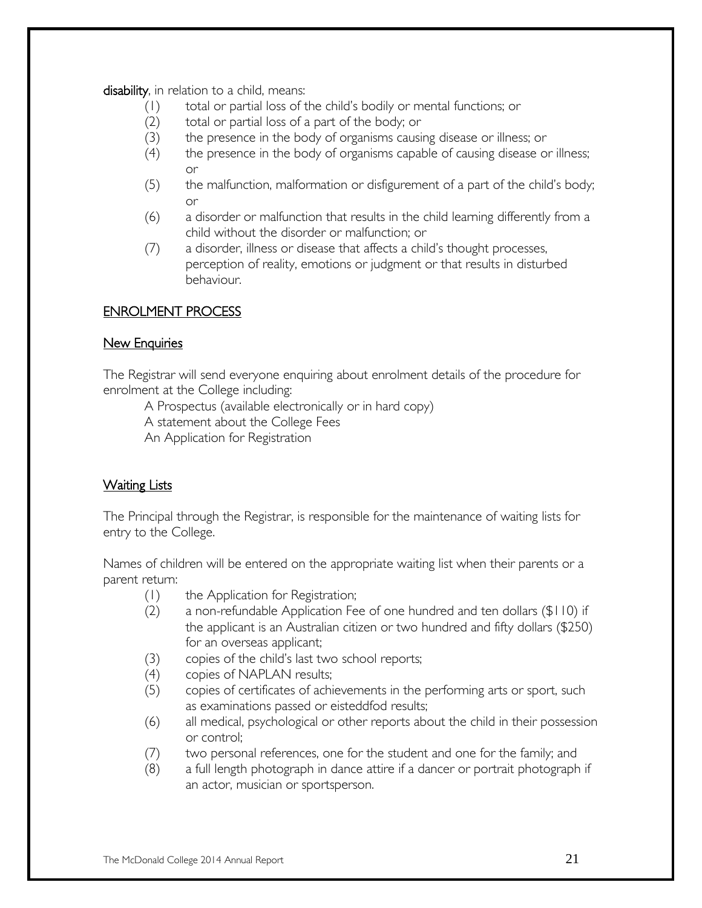**disability**, in relation to a child, means:

(1) total or partial loss of the child's bodily or mental functions; or

(2) total or partial loss of a part of the body; or

(3) the presence in the body of organisms causing disease or illness; or

(4) the presence in the body of organisms capable of causing disease or illness; or

(5) the malfunction, malformation or disfigurement of a part of the child's body; or

(6) a disorder or malfunction that results in the child learning differently from a child without the disorder or malfunction; or

(7) a disorder, illness or disease that affects a child's thought processes, perception of reality, emotions or judgment or that results in disturbed behaviour.

## ENROLMENT PROCESS

### New Enquiries

The Registrar will send everyone enquiring about enrolment details of the procedure for enrolment at the College including:

A Prospectus (available electronically or in hard copy)
A statement about the College Fees
An Application for Registration

### Waiting Lists

The Principal through the Registrar, is responsible for the maintenance of waiting lists for entry to the College.

Names of children will be entered on the appropriate waiting list when their parents or a parent return:

(1) the Application for Registration;

(2) a non-refundable Application Fee of one hundred and ten dollars ($110) if the applicant is an Australian citizen or two hundred and fifty dollars ($250) for an overseas applicant;

(3) copies of the child's last two school reports;

(4) copies of NAPLAN results;

(5) copies of certificates of achievements in the performing arts or sport, such as examinations passed or eisteddfod results;

(6) all medical, psychological or other reports about the child in their possession or control;

(7) two personal references, one for the student and one for the family; and

(8) a full length photograph in dance attire if a dancer or portrait photograph if an actor, musician or sportsperson.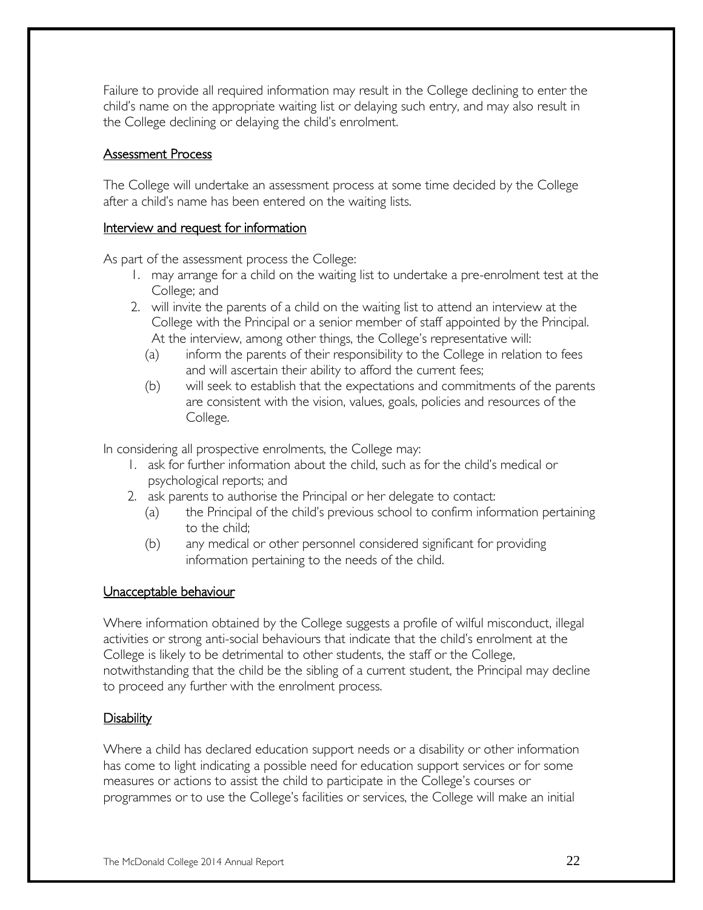Failure to provide all required information may result in the College declining to enter the child's name on the appropriate waiting list or delaying such entry, and may also result in the College declining or delaying the child's enrolment.

## Assessment Process

The College will undertake an assessment process at some time decided by the College after a child's name has been entered on the waiting lists.

### Interview and request for information

As part of the assessment process the College:

1. may arrange for a child on the waiting list to undertake a pre-enrolment test at the College; and
2. will invite the parents of a child on the waiting list to attend an interview at the College with the Principal or a senior member of staff appointed by the Principal. At the interview, among other things, the College's representative will:
   - (a) inform the parents of their responsibility to the College in relation to fees and will ascertain their ability to afford the current fees;
   - (b) will seek to establish that the expectations and commitments of the parents are consistent with the vision, values, goals, policies and resources of the College.

In considering all prospective enrolments, the College may:

1. ask for further information about the child, such as for the child's medical or psychological reports; and
2. ask parents to authorise the Principal or her delegate to contact:
   - (a) the Principal of the child's previous school to confirm information pertaining to the child;
   - (b) any medical or other personnel considered significant for providing information pertaining to the needs of the child.

### Unacceptable behaviour

Where information obtained by the College suggests a profile of wilful misconduct, illegal activities or strong anti-social behaviours that indicate that the child's enrolment at the College is likely to be detrimental to other students, the staff or the College, notwithstanding that the child be the sibling of a current student, the Principal may decline to proceed any further with the enrolment process.

### Disability

Where a child has declared education support needs or a disability or other information has come to light indicating a possible need for education support services or for some measures or actions to assist the child to participate in the College's courses or programmes or to use the College's facilities or services, the College will make an initial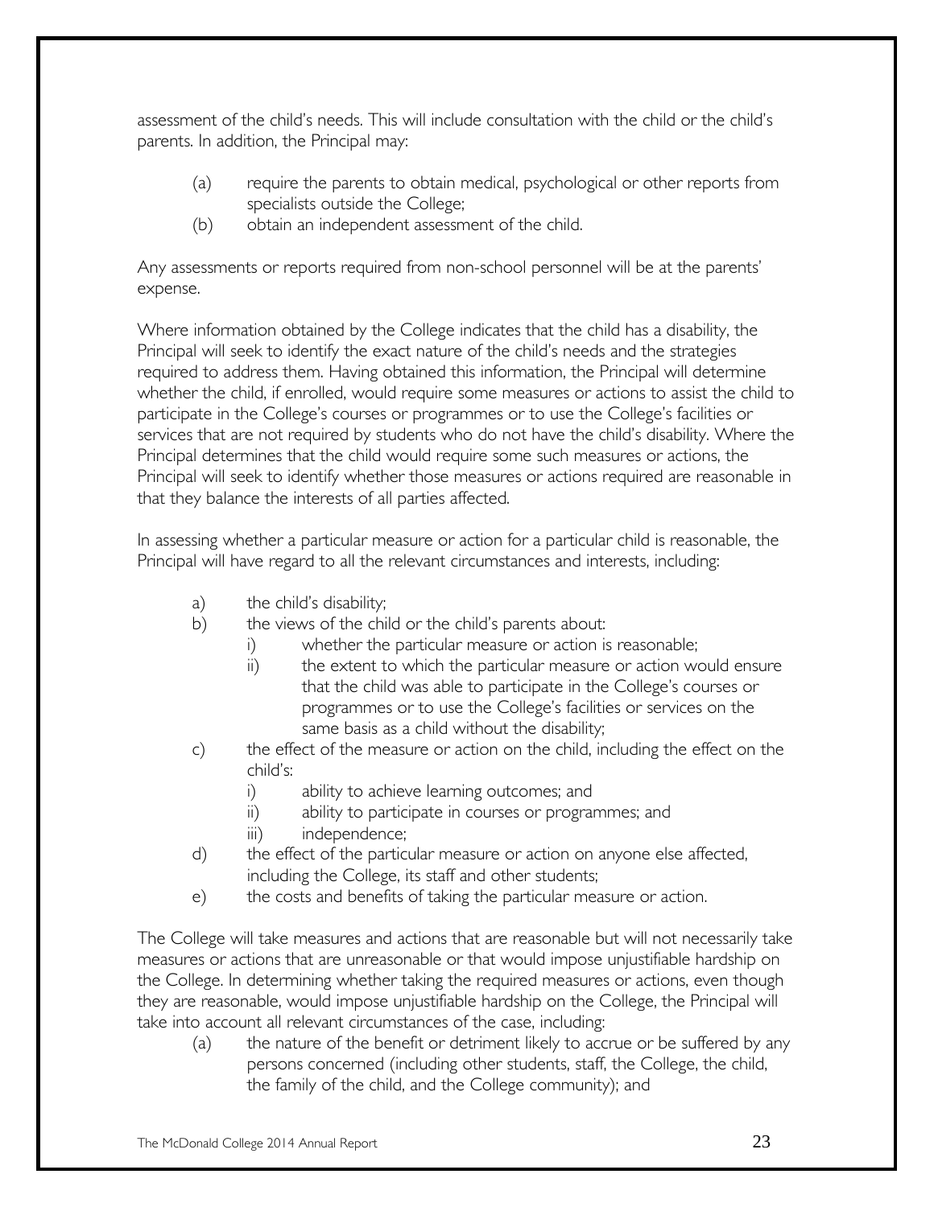assessment of the child's needs. This will include consultation with the child or the child's parents. In addition, the Principal may:

- (a) require the parents to obtain medical, psychological or other reports from specialists outside the College;
- (b) obtain an independent assessment of the child.

Any assessments or reports required from non-school personnel will be at the parents' expense.

Where information obtained by the College indicates that the child has a disability, the Principal will seek to identify the exact nature of the child's needs and the strategies required to address them. Having obtained this information, the Principal will determine whether the child, if enrolled, would require some measures or actions to assist the child to participate in the College's courses or programmes or to use the College's facilities or services that are not required by students who do not have the child's disability. Where the Principal determines that the child would require some such measures or actions, the Principal will seek to identify whether those measures or actions required are reasonable in that they balance the interests of all parties affected.

In assessing whether a particular measure or action for a particular child is reasonable, the Principal will have regard to all the relevant circumstances and interests, including:

- a) the child's disability;
- b) the views of the child or the child's parents about:
  - i) whether the particular measure or action is reasonable;
  - ii) the extent to which the particular measure or action would ensure that the child was able to participate in the College's courses or programmes or to use the College's facilities or services on the same basis as a child without the disability;
- c) the effect of the measure or action on the child, including the effect on the child's:
  - i) ability to achieve learning outcomes; and
  - ii) ability to participate in courses or programmes; and
  - iii) independence;
- d) the effect of the particular measure or action on anyone else affected, including the College, its staff and other students;
- e) the costs and benefits of taking the particular measure or action.

The College will take measures and actions that are reasonable but will not necessarily take measures or actions that are unreasonable or that would impose unjustifiable hardship on the College. In determining whether taking the required measures or actions, even though they are reasonable, would impose unjustifiable hardship on the College, the Principal will take into account all relevant circumstances of the case, including:

- (a) the nature of the benefit or detriment likely to accrue or be suffered by any persons concerned (including other students, staff, the College, the child, the family of the child, and the College community); and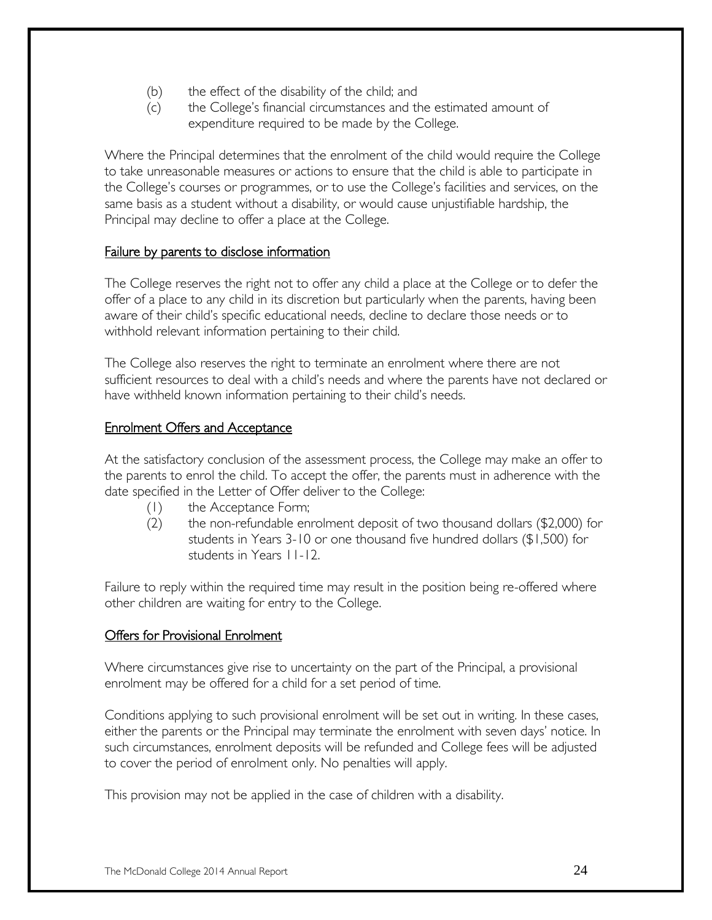(b) the effect of the disability of the child; and
(c) the College's financial circumstances and the estimated amount of expenditure required to be made by the College.

Where the Principal determines that the enrolment of the child would require the College to take unreasonable measures or actions to ensure that the child is able to participate in the College's courses or programmes, or to use the College's facilities and services, on the same basis as a student without a disability, or would cause unjustifiable hardship, the Principal may decline to offer a place at the College.

<u>Failure by parents to disclose information</u>

The College reserves the right not to offer any child a place at the College or to defer the offer of a place to any child in its discretion but particularly when the parents, having been aware of their child's specific educational needs, decline to declare those needs or to withhold relevant information pertaining to their child.

The College also reserves the right to terminate an enrolment where there are not sufficient resources to deal with a child's needs and where the parents have not declared or have withheld known information pertaining to their child's needs.

<u>Enrolment Offers and Acceptance</u>

At the satisfactory conclusion of the assessment process, the College may make an offer to the parents to enrol the child. To accept the offer, the parents must in adherence with the date specified in the Letter of Offer deliver to the College:

(1) the Acceptance Form;
(2) the non-refundable enrolment deposit of two thousand dollars ($2,000) for students in Years 3-10 or one thousand five hundred dollars ($1,500) for students in Years 11-12.

Failure to reply within the required time may result in the position being re-offered where other children are waiting for entry to the College.

<u>Offers for Provisional Enrolment</u>

Where circumstances give rise to uncertainty on the part of the Principal, a provisional enrolment may be offered for a child for a set period of time.

Conditions applying to such provisional enrolment will be set out in writing. In these cases, either the parents or the Principal may terminate the enrolment with seven days' notice. In such circumstances, enrolment deposits will be refunded and College fees will be adjusted to cover the period of enrolment only. No penalties will apply.

This provision may not be applied in the case of children with a disability.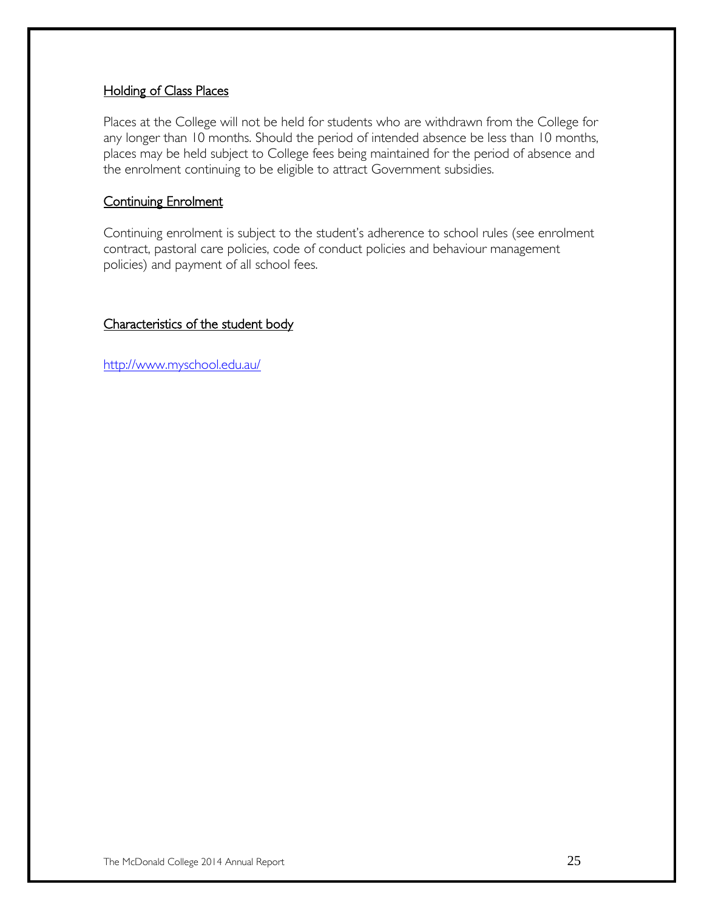## Holding of Class Places

Places at the College will not be held for students who are withdrawn from the College for any longer than 10 months. Should the period of intended absence be less than 10 months, places may be held subject to College fees being maintained for the period of absence and the enrolment continuing to be eligible to attract Government subsidies.

## Continuing Enrolment

Continuing enrolment is subject to the student's adherence to school rules (see enrolment contract, pastoral care policies, code of conduct policies and behaviour management policies) and payment of all school fees.

## Characteristics of the student body

http://www.myschool.edu.au/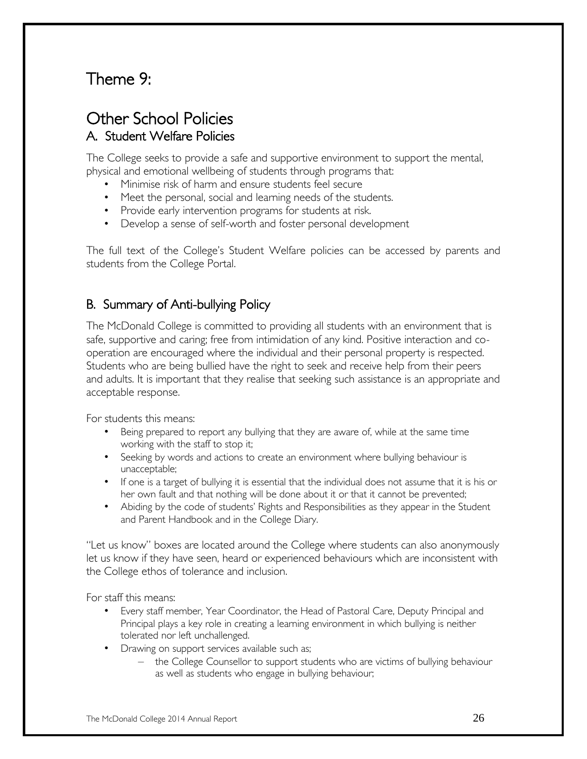# Theme 9:

# Other School Policies

## A. Student Welfare Policies

The College seeks to provide a safe and supportive environment to support the mental, physical and emotional wellbeing of students through programs that:

- Minimise risk of harm and ensure students feel secure
- Meet the personal, social and learning needs of the students.
- Provide early intervention programs for students at risk.
- Develop a sense of self-worth and foster personal development

The full text of the College's Student Welfare policies can be accessed by parents and students from the College Portal.

## B. Summary of Anti-bullying Policy

The McDonald College is committed to providing all students with an environment that is safe, supportive and caring; free from intimidation of any kind. Positive interaction and co-operation are encouraged where the individual and their personal property is respected. Students who are being bullied have the right to seek and receive help from their peers and adults. It is important that they realise that seeking such assistance is an appropriate and acceptable response.

For students this means:

- Being prepared to report any bullying that they are aware of, while at the same time working with the staff to stop it;
- Seeking by words and actions to create an environment where bullying behaviour is unacceptable;
- If one is a target of bullying it is essential that the individual does not assume that it is his or her own fault and that nothing will be done about it or that it cannot be prevented;
- Abiding by the code of students' Rights and Responsibilities as they appear in the Student and Parent Handbook and in the College Diary.

"Let us know" boxes are located around the College where students can also anonymously let us know if they have seen, heard or experienced behaviours which are inconsistent with the College ethos of tolerance and inclusion.

For staff this means:

- Every staff member, Year Coordinator, the Head of Pastoral Care, Deputy Principal and Principal plays a key role in creating a learning environment in which bullying is neither tolerated nor left unchallenged.
- Drawing on support services available such as;
  - the College Counsellor to support students who are victims of bullying behaviour as well as students who engage in bullying behaviour;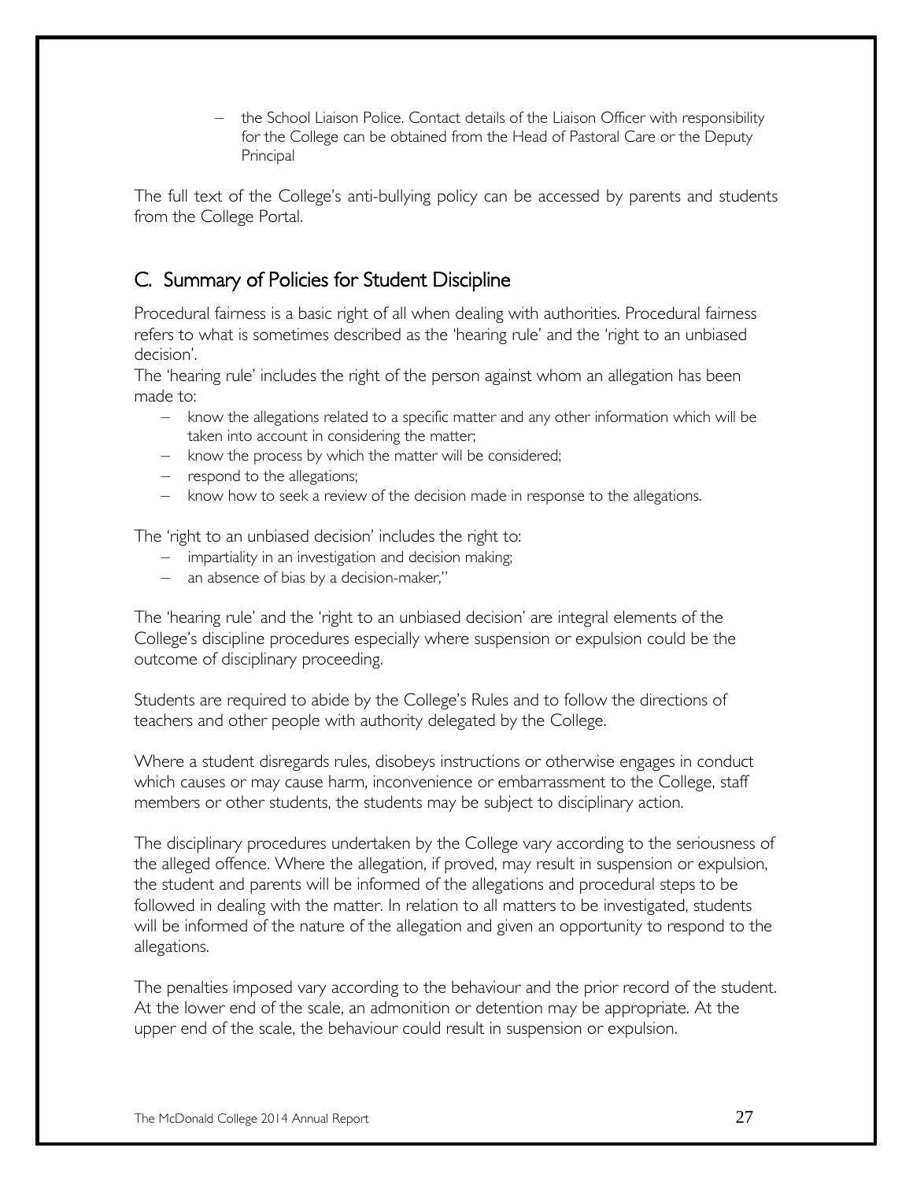- the School Liaison Police. Contact details of the Liaison Officer with responsibility for the College can be obtained from the Head of Pastoral Care or the Deputy Principal

The full text of the College's anti-bullying policy can be accessed by parents and students from the College Portal.

## C. Summary of Policies for Student Discipline

Procedural fairness is a basic right of all when dealing with authorities. Procedural fairness refers to what is sometimes described as the 'hearing rule' and the 'right to an unbiased decision'.

The 'hearing rule' includes the right of the person against whom an allegation has been made to:

- know the allegations related to a specific matter and any other information which will be taken into account in considering the matter;
- know the process by which the matter will be considered;
- respond to the allegations;
- know how to seek a review of the decision made in response to the allegations.

The 'right to an unbiased decision' includes the right to:

- impartiality in an investigation and decision making;
- an absence of bias by a decision-maker,"

The 'hearing rule' and the 'right to an unbiased decision' are integral elements of the College's discipline procedures especially where suspension or expulsion could be the outcome of disciplinary proceeding.

Students are required to abide by the College's Rules and to follow the directions of teachers and other people with authority delegated by the College.

Where a student disregards rules, disobeys instructions or otherwise engages in conduct which causes or may cause harm, inconvenience or embarrassment to the College, staff members or other students, the students may be subject to disciplinary action.

The disciplinary procedures undertaken by the College vary according to the seriousness of the alleged offence. Where the allegation, if proved, may result in suspension or expulsion, the student and parents will be informed of the allegations and procedural steps to be followed in dealing with the matter. In relation to all matters to be investigated, students will be informed of the nature of the allegation and given an opportunity to respond to the allegations.

The penalties imposed vary according to the behaviour and the prior record of the student. At the lower end of the scale, an admonition or detention may be appropriate. At the upper end of the scale, the behaviour could result in suspension or expulsion.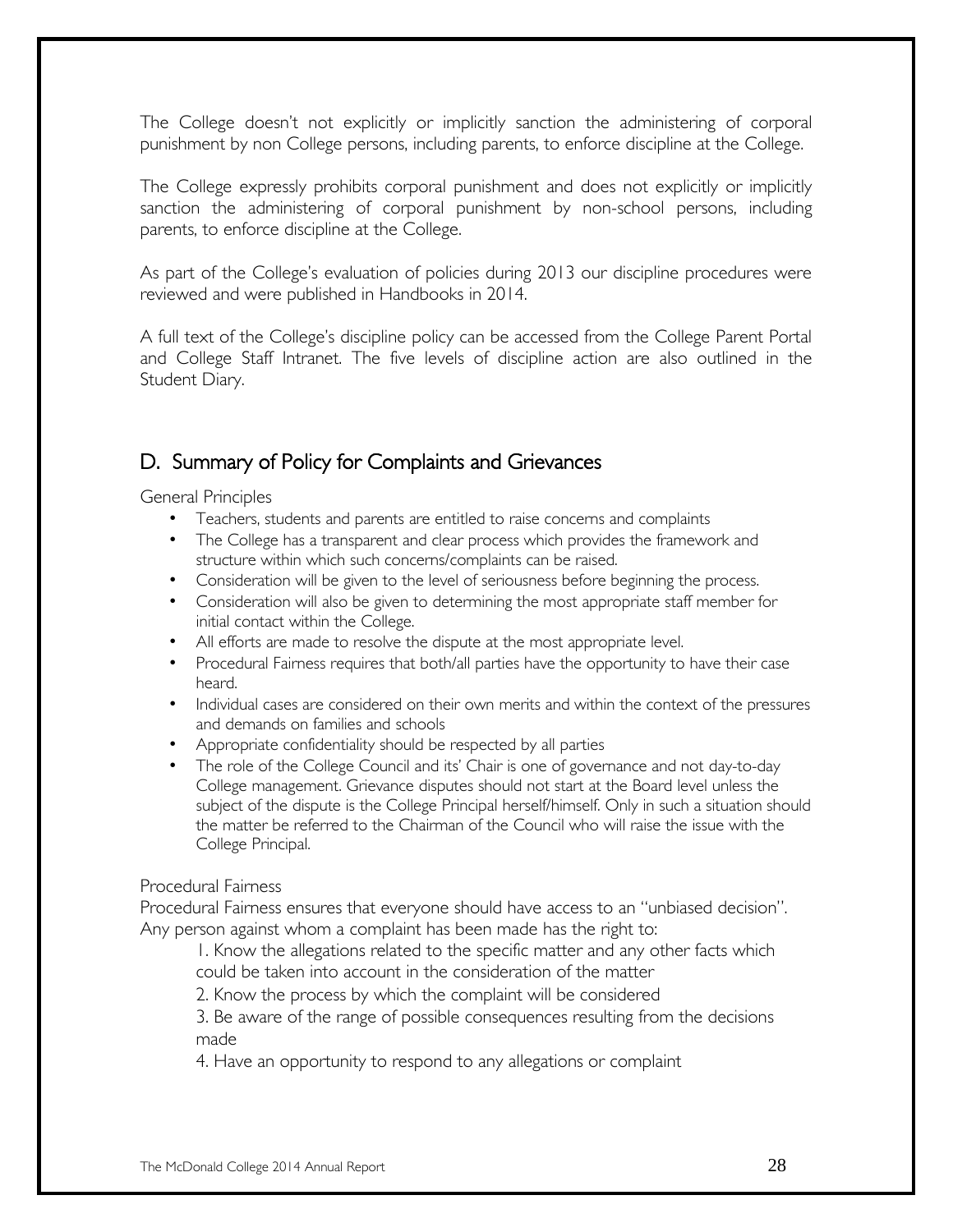The College doesn't not explicitly or implicitly sanction the administering of corporal punishment by non College persons, including parents, to enforce discipline at the College.

The College expressly prohibits corporal punishment and does not explicitly or implicitly sanction the administering of corporal punishment by non-school persons, including parents, to enforce discipline at the College.

As part of the College's evaluation of policies during 2013 our discipline procedures were reviewed and were published in Handbooks in 2014.

A full text of the College's discipline policy can be accessed from the College Parent Portal and College Staff Intranet. The five levels of discipline action are also outlined in the Student Diary.

## D. Summary of Policy for Complaints and Grievances

General Principles

- Teachers, students and parents are entitled to raise concerns and complaints
- The College has a transparent and clear process which provides the framework and structure within which such concerns/complaints can be raised.
- Consideration will be given to the level of seriousness before beginning the process.
- Consideration will also be given to determining the most appropriate staff member for initial contact within the College.
- All efforts are made to resolve the dispute at the most appropriate level.
- Procedural Fairness requires that both/all parties have the opportunity to have their case heard.
- Individual cases are considered on their own merits and within the context of the pressures and demands on families and schools
- Appropriate confidentiality should be respected by all parties
- The role of the College Council and its' Chair is one of governance and not day-to-day College management. Grievance disputes should not start at the Board level unless the subject of the dispute is the College Principal herself/himself. Only in such a situation should the matter be referred to the Chairman of the Council who will raise the issue with the College Principal.

Procedural Fairness

Procedural Fairness ensures that everyone should have access to an "unbiased decision". Any person against whom a complaint has been made has the right to:

1. Know the allegations related to the specific matter and any other facts which could be taken into account in the consideration of the matter
2. Know the process by which the complaint will be considered
3. Be aware of the range of possible consequences resulting from the decisions made
4. Have an opportunity to respond to any allegations or complaint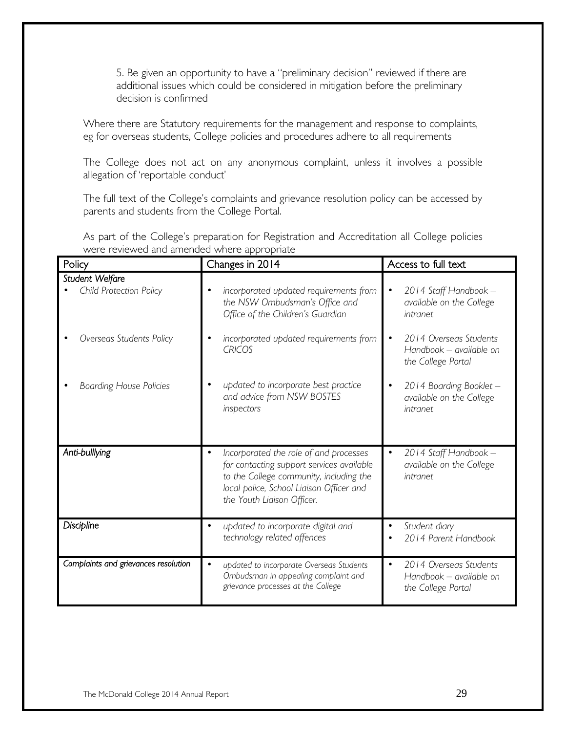5. Be given an opportunity to have a "preliminary decision" reviewed if there are additional issues which could be considered in mitigation before the preliminary decision is confirmed

Where there are Statutory requirements for the management and response to complaints, eg for overseas students, College policies and procedures adhere to all requirements

The College does not act on any anonymous complaint, unless it involves a possible allegation of 'reportable conduct'

The full text of the College's complaints and grievance resolution policy can be accessed by parents and students from the College Portal.

As part of the College's preparation for Registration and Accreditation all College policies were reviewed and amended where appropriate

| Policy | Changes in 2014 | Access to full text |
|---|---|---|
| *Student Welfare*<br>• *Child Protection Policy* | • *incorporated updated requirements from the NSW Ombudsman's Office and Office of the Children's Guardian* | • *2014 Staff Handbook – available on the College intranet* |
| • *Overseas Students Policy* | • *incorporated updated requirements from CRICOS* | • *2014 Overseas Students Handbook – available on the College Portal* |
| • *Boarding House Policies* | • *updated to incorporate best practice and advice from NSW BOSTES inspectors* | • *2014 Boarding Booklet – available on the College intranet* |
| *Anti-bulllying* | • *Incorporated the role of and processes for contacting support services available to the College community, including the local police, School Liaison Officer and the Youth Liaison Officer.* | • *2014 Staff Handbook – available on the College intranet* |
| *Discipline* | • *updated to incorporate digital and technology related offences* | • *Student diary*<br>• *2014 Parent Handbook* |
| *Complaints and grievances resolution* | • *updated to incorporate Overseas Students Ombudsman in appealing complaint and grievance processes at the College* | • *2014 Overseas Students Handbook – available on the College Portal* |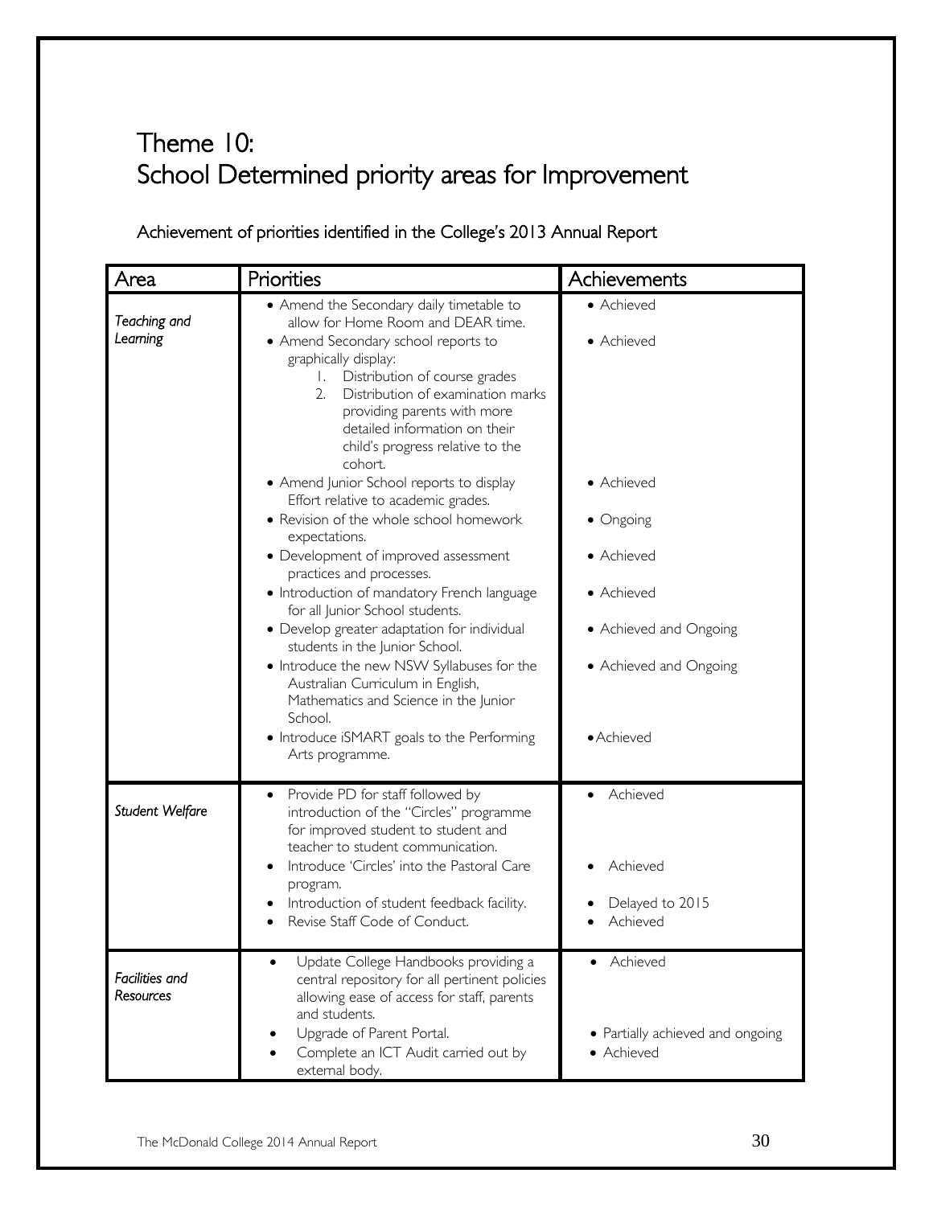# Theme 10:
# School Determined priority areas for Improvement

## Achievement of priorities identified in the College's 2013 Annual Report

| Area | Priorities | Achievements |
|---|---|---|
| *Teaching and Learning* | • Amend the Secondary daily timetable to allow for Home Room and DEAR time.<br>• Amend Secondary school reports to graphically display:<br>1. Distribution of course grades<br>2. Distribution of examination marks providing parents with more detailed information on their child's progress relative to the cohort.<br>• Amend Junior School reports to display Effort relative to academic grades.<br>• Revision of the whole school homework expectations.<br>• Development of improved assessment practices and processes.<br>• Introduction of mandatory French language for all Junior School students.<br>• Develop greater adaptation for individual students in the Junior School.<br>• Introduce the new NSW Syllabuses for the Australian Curriculum in English, Mathematics and Science in the Junior School.<br>• Introduce iSMART goals to the Performing Arts programme. | • Achieved<br>• Achieved<br><br><br><br>• Achieved<br>• Ongoing<br>• Achieved<br>• Achieved<br>• Achieved and Ongoing<br>• Achieved and Ongoing<br>• Achieved |
| *Student Welfare* | • Provide PD for staff followed by introduction of the "Circles" programme for improved student to student and teacher to student communication.<br>• Introduce 'Circles' into the Pastoral Care program.<br>• Introduction of student feedback facility.<br>• Revise Staff Code of Conduct. | • Achieved<br>• Achieved<br>• Delayed to 2015<br>• Achieved |
| *Facilities and Resources* | • Update College Handbooks providing a central repository for all pertinent policies allowing ease of access for staff, parents and students.<br>• Upgrade of Parent Portal.<br>• Complete an ICT Audit carried out by external body. | • Achieved<br>• Partially achieved and ongoing<br>• Achieved |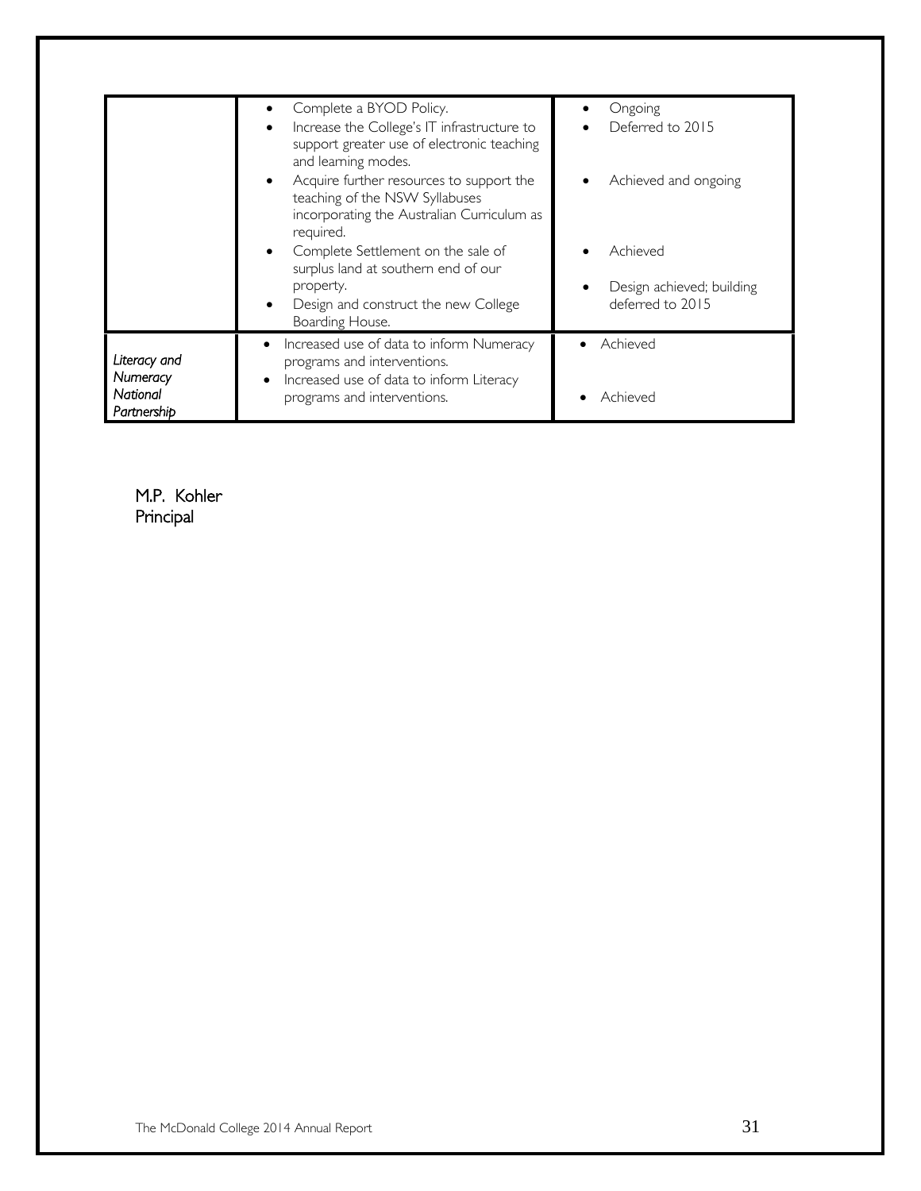| | | |
|---|---|---|
| | • Complete a BYOD Policy.<br>• Increase the College's IT infrastructure to support greater use of electronic teaching and learning modes.<br>• Acquire further resources to support the teaching of the NSW Syllabuses incorporating the Australian Curriculum as required.<br>• Complete Settlement on the sale of surplus land at southern end of our property.<br>• Design and construct the new College Boarding House. | • Ongoing<br>• Deferred to 2015<br>• Achieved and ongoing<br>• Achieved<br>• Design achieved; building deferred to 2015 |
| *Literacy and Numeracy National Partnership* | • Increased use of data to inform Numeracy programs and interventions.<br>• Increased use of data to inform Literacy programs and interventions. | • Achieved<br>• Achieved |

M.P. Kohler
Principal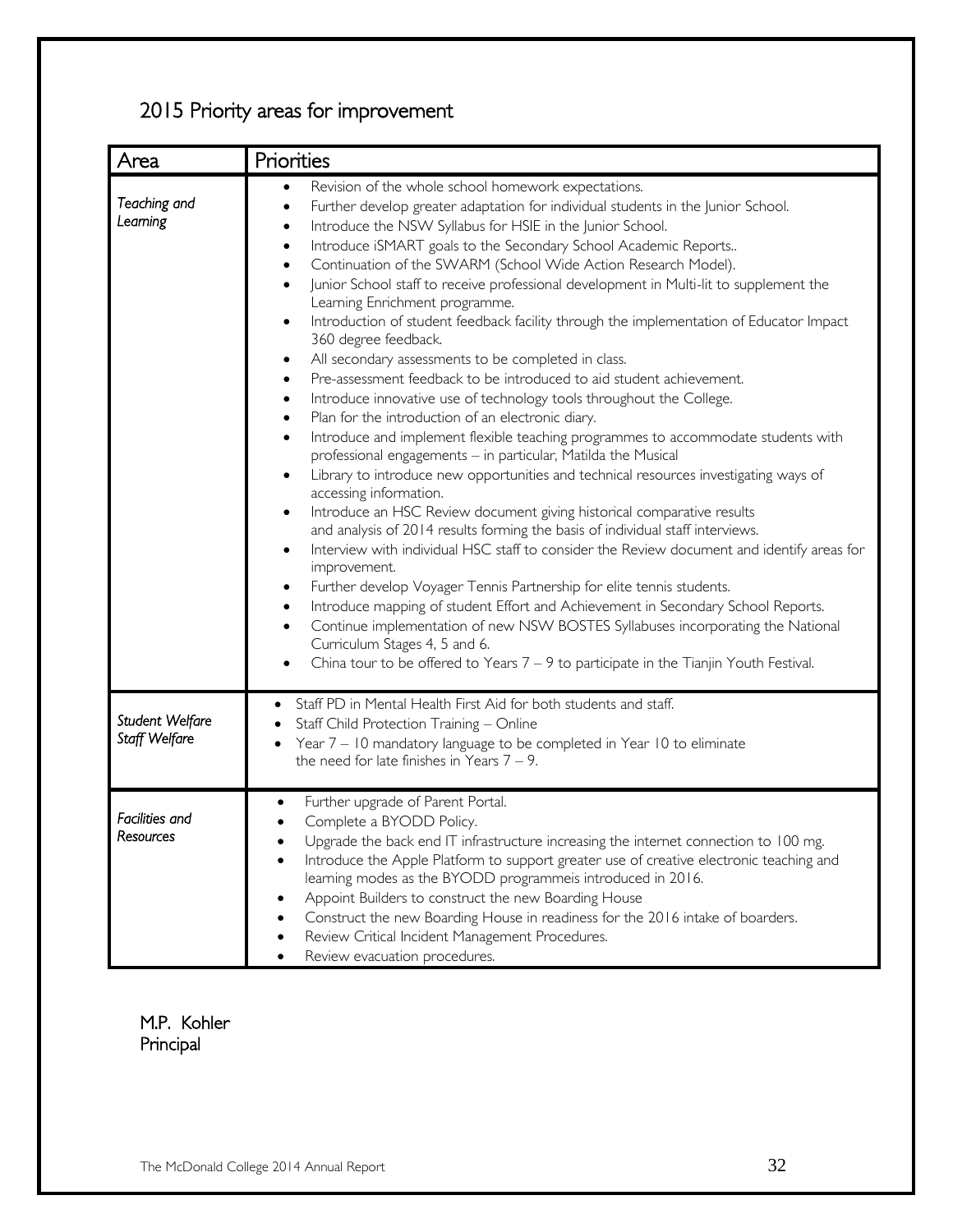## 2015 Priority areas for improvement

| Area | Priorities |
|---|---|
| *Teaching and Learning* | • Revision of the whole school homework expectations.<br>• Further develop greater adaptation for individual students in the Junior School.<br>• Introduce the NSW Syllabus for HSIE in the Junior School.<br>• Introduce iSMART goals to the Secondary School Academic Reports..<br>• Continuation of the SWARM (School Wide Action Research Model).<br>• Junior School staff to receive professional development in Multi-lit to supplement the Learning Enrichment programme.<br>• Introduction of student feedback facility through the implementation of Educator Impact 360 degree feedback.<br>• All secondary assessments to be completed in class.<br>• Pre-assessment feedback to be introduced to aid student achievement.<br>• Introduce innovative use of technology tools throughout the College.<br>• Plan for the introduction of an electronic diary.<br>• Introduce and implement flexible teaching programmes to accommodate students with professional engagements – in particular, Matilda the Musical<br>• Library to introduce new opportunities and technical resources investigating ways of accessing information.<br>• Introduce an HSC Review document giving historical comparative results and analysis of 2014 results forming the basis of individual staff interviews.<br>• Interview with individual HSC staff to consider the Review document and identify areas for improvement.<br>• Further develop Voyager Tennis Partnership for elite tennis students.<br>• Introduce mapping of student Effort and Achievement in Secondary School Reports.<br>• Continue implementation of new NSW BOSTES Syllabuses incorporating the National Curriculum Stages 4, 5 and 6.<br>• China tour to be offered to Years 7 – 9 to participate in the Tianjin Youth Festival. |
| *Student Welfare Staff Welfare* | • Staff PD in Mental Health First Aid for both students and staff.<br>• Staff Child Protection Training – Online<br>• Year 7 – 10 mandatory language to be completed in Year 10 to eliminate the need for late finishes in Years 7 – 9. |
| *Facilities and Resources* | • Further upgrade of Parent Portal.<br>• Complete a BYODD Policy.<br>• Upgrade the back end IT infrastructure increasing the internet connection to 100 mg.<br>• Introduce the Apple Platform to support greater use of creative electronic teaching and learning modes as the BYODD programmeis introduced in 2016.<br>• Appoint Builders to construct the new Boarding House<br>• Construct the new Boarding House in readiness for the 2016 intake of boarders.<br>• Review Critical Incident Management Procedures.<br>• Review evacuation procedures. |

M.P. Kohler
Principal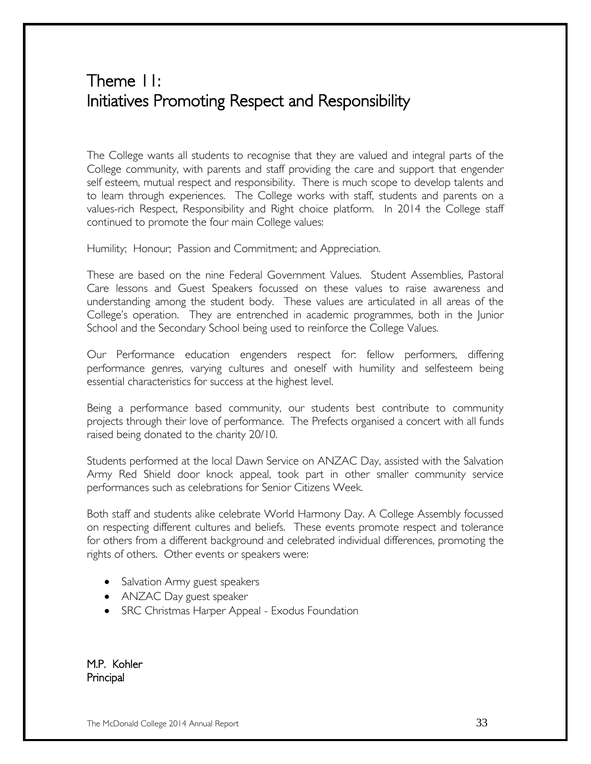# Theme 11: Initiatives Promoting Respect and Responsibility

The College wants all students to recognise that they are valued and integral parts of the College community, with parents and staff providing the care and support that engender self esteem, mutual respect and responsibility. There is much scope to develop talents and to learn through experiences. The College works with staff, students and parents on a values-rich Respect, Responsibility and Right choice platform. In 2014 the College staff continued to promote the four main College values:

Humility; Honour; Passion and Commitment; and Appreciation.

These are based on the nine Federal Government Values. Student Assemblies, Pastoral Care lessons and Guest Speakers focussed on these values to raise awareness and understanding among the student body. These values are articulated in all areas of the College's operation. They are entrenched in academic programmes, both in the Junior School and the Secondary School being used to reinforce the College Values.

Our Performance education engenders respect for: fellow performers, differing performance genres, varying cultures and oneself with humility and selfesteem being essential characteristics for success at the highest level.

Being a performance based community, our students best contribute to community projects through their love of performance. The Prefects organised a concert with all funds raised being donated to the charity 20/10.

Students performed at the local Dawn Service on ANZAC Day, assisted with the Salvation Army Red Shield door knock appeal, took part in other smaller community service performances such as celebrations for Senior Citizens Week.

Both staff and students alike celebrate World Harmony Day. A College Assembly focussed on respecting different cultures and beliefs. These events promote respect and tolerance for others from a different background and celebrated individual differences, promoting the rights of others. Other events or speakers were:

- Salvation Army guest speakers
- ANZAC Day guest speaker
- SRC Christmas Harper Appeal - Exodus Foundation

M.P. Kohler
Principal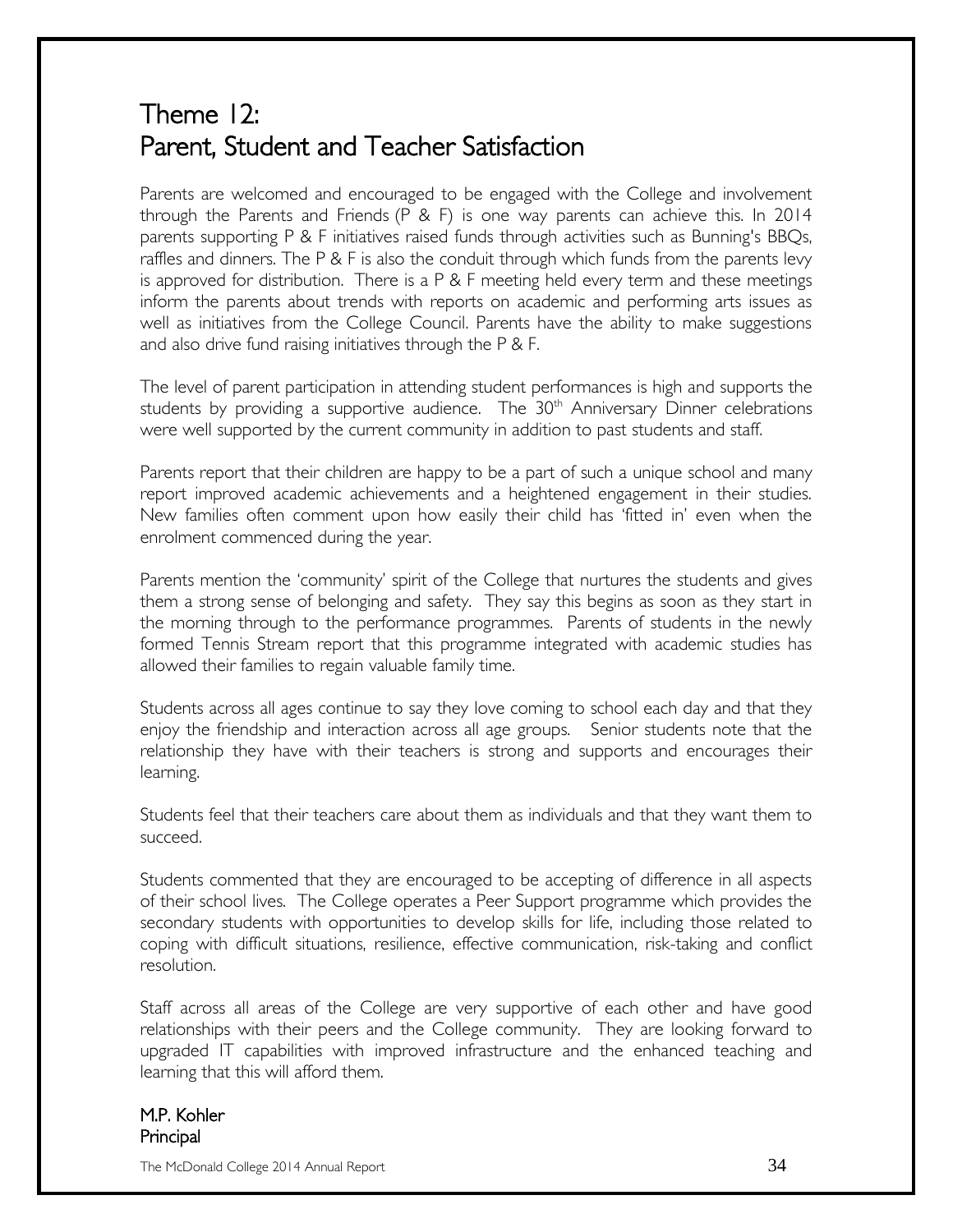# Theme 12: Parent, Student and Teacher Satisfaction

Parents are welcomed and encouraged to be engaged with the College and involvement through the Parents and Friends (P & F) is one way parents can achieve this. In 2014 parents supporting P & F initiatives raised funds through activities such as Bunning's BBQs, raffles and dinners. The P & F is also the conduit through which funds from the parents levy is approved for distribution. There is a P & F meeting held every term and these meetings inform the parents about trends with reports on academic and performing arts issues as well as initiatives from the College Council. Parents have the ability to make suggestions and also drive fund raising initiatives through the P & F.

The level of parent participation in attending student performances is high and supports the students by providing a supportive audience. The 30th Anniversary Dinner celebrations were well supported by the current community in addition to past students and staff.

Parents report that their children are happy to be a part of such a unique school and many report improved academic achievements and a heightened engagement in their studies. New families often comment upon how easily their child has 'fitted in' even when the enrolment commenced during the year.

Parents mention the 'community' spirit of the College that nurtures the students and gives them a strong sense of belonging and safety. They say this begins as soon as they start in the morning through to the performance programmes. Parents of students in the newly formed Tennis Stream report that this programme integrated with academic studies has allowed their families to regain valuable family time.

Students across all ages continue to say they love coming to school each day and that they enjoy the friendship and interaction across all age groups. Senior students note that the relationship they have with their teachers is strong and supports and encourages their learning.

Students feel that their teachers care about them as individuals and that they want them to succeed.

Students commented that they are encouraged to be accepting of difference in all aspects of their school lives. The College operates a Peer Support programme which provides the secondary students with opportunities to develop skills for life, including those related to coping with difficult situations, resilience, effective communication, risk-taking and conflict resolution.

Staff across all areas of the College are very supportive of each other and have good relationships with their peers and the College community. They are looking forward to upgraded IT capabilities with improved infrastructure and the enhanced teaching and learning that this will afford them.

M.P. Kohler
Principal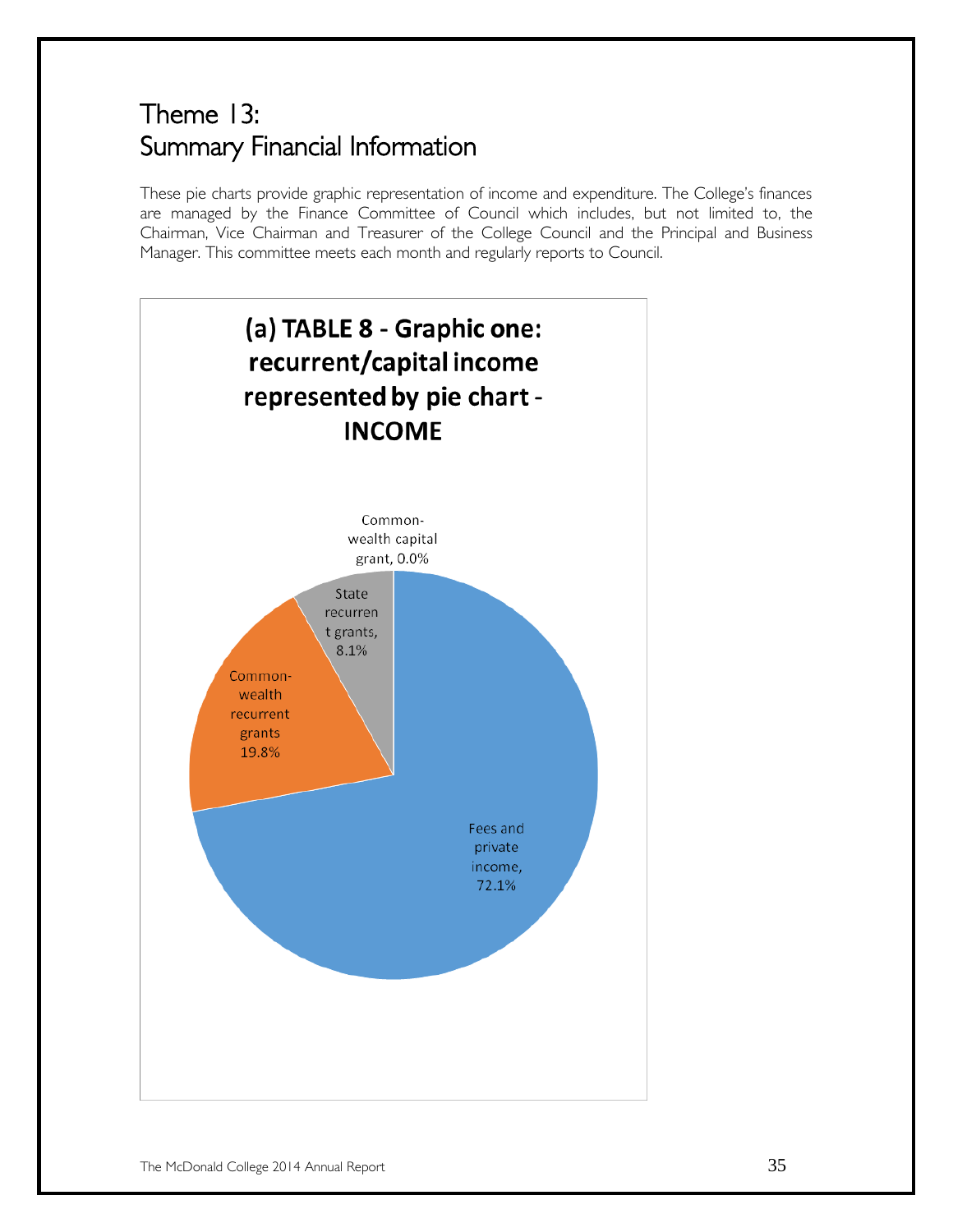# Theme 13: Summary Financial Information

These pie charts provide graphic representation of income and expenditure. The College's finances are managed by the Finance Committee of Council which includes, but not limited to, the Chairman, Vice Chairman and Treasurer of the College Council and the Principal and Business Manager. This committee meets each month and regularly reports to Council.

**(a) TABLE 8 - Graphic one: recurrent/capital income represented by pie chart - INCOME**

Common-wealth capital grant, 0.0%

State recurrent grants, 8.1%

Common-wealth recurrent grants 19.8%

Fees and private income, 72.1%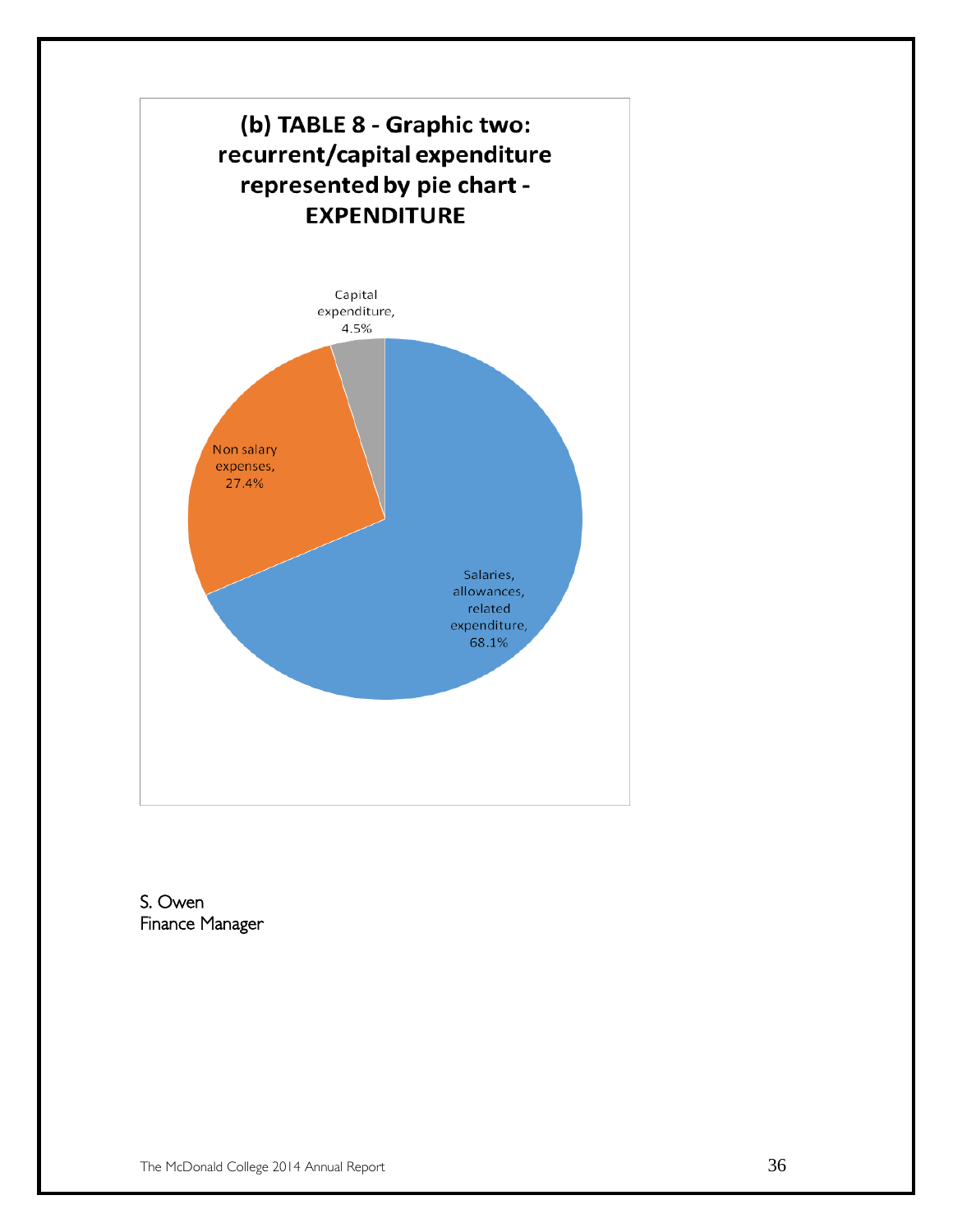## (b) TABLE 8 - Graphic two: recurrent/capital expenditure represented by pie chart - EXPENDITURE

Capital expenditure, 4.5%

Non salary expenses, 27.4%

Salaries, allowances, related expenditure, 68.1%

S. Owen
Finance Manager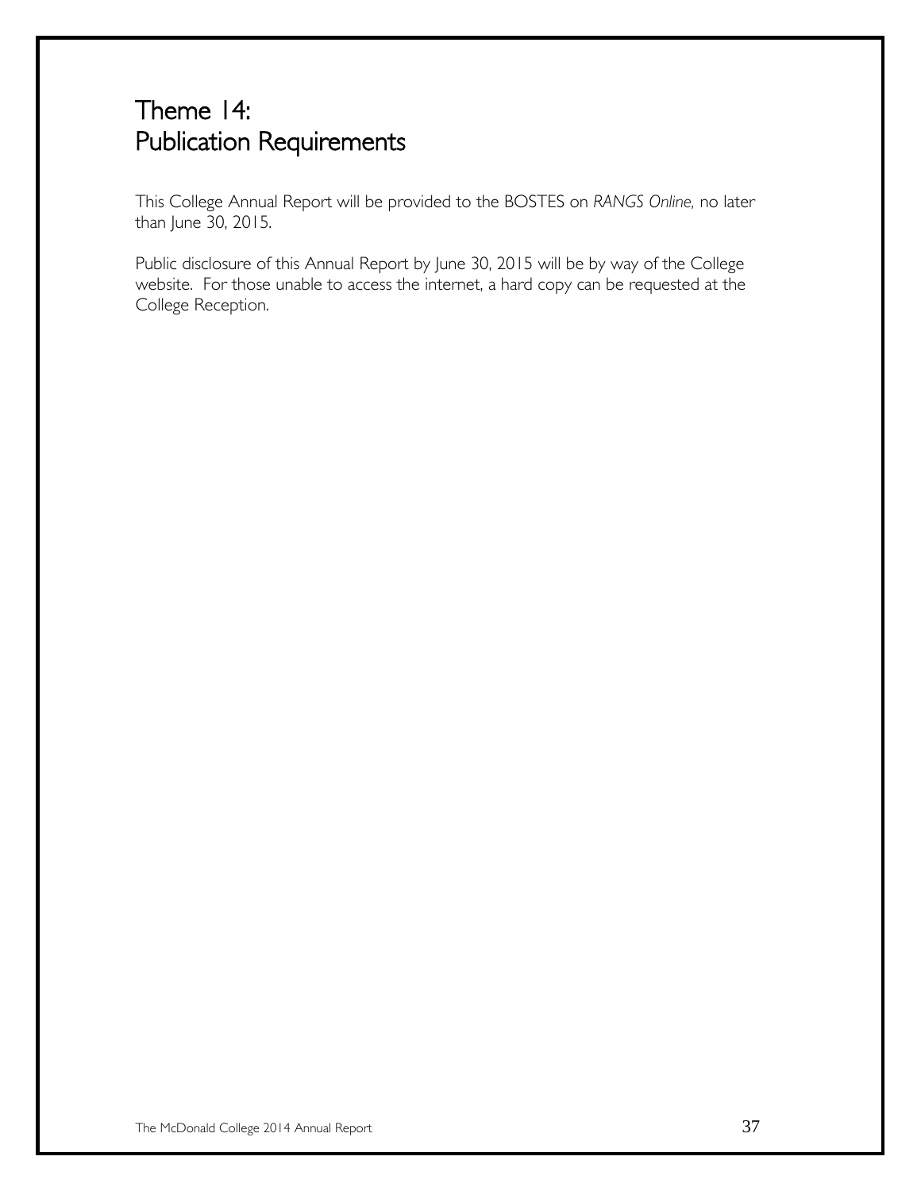# Theme 14: Publication Requirements

This College Annual Report will be provided to the BOSTES on *RANGS Online,* no later than June 30, 2015.

Public disclosure of this Annual Report by June 30, 2015 will be by way of the College website. For those unable to access the internet, a hard copy can be requested at the College Reception.